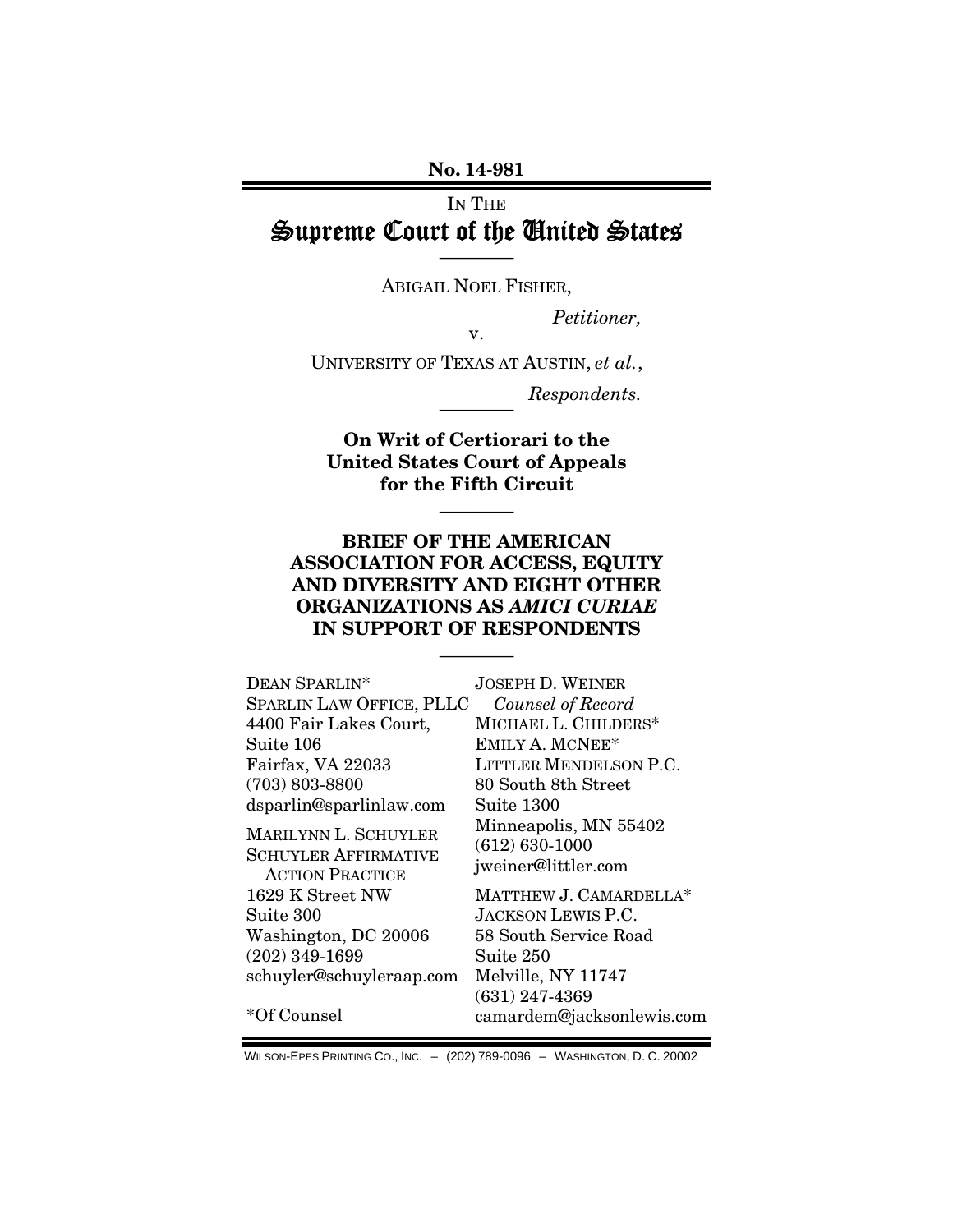**No. 14-981**

IN THE

# Supreme Court of the United States

————

ABIGAIL NOEL FISHER,

*Petitioner,*

v.

UNIVERSITY OF TEXAS AT AUSTIN, *et al.*,

*Respondents.*

————

**On Writ of Certiorari to the United States Court of Appeals for the Fifth Circuit**

————

## BRIEF OF THE AMERICAN ASSOCIATION FOR ACCESS, EQUITY AND DIVERSITY AND EIGHT OTHER ORGANIZATIONS AS *AMICI CURIAE* IN SUPPORT OF RESPONDENTS

————

DEAN SPARLIN*
SPARLIN LAW OFFICE, PLLC
4400 Fair Lakes Court,
Suite 106
Fairfax, VA 22033
(703) 803-8800
dsparlin@sparlinlaw.com

MARILYNN L. SCHUYLER
SCHUYLER AFFIRMATIVE ACTION PRACTICE
1629 K Street NW
Suite 300
Washington, DC 20006
(202) 349-1699
schuyler@schuyleraap.com

*Of Counsel

JOSEPH D. WEINER
*Counsel of Record*
MICHAEL L. CHILDERS*
EMILY A. MCNEE*
LITTLER MENDELSON P.C.
80 South 8th Street
Suite 1300
Minneapolis, MN 55402
(612) 630-1000
jweiner@littler.com

MATTHEW J. CAMARDELLA*
JACKSON LEWIS P.C.
58 South Service Road
Suite 250
Melville, NY 11747
(631) 247-4369
camardem@jacksonlewis.com

WILSON-EPES PRINTING CO., INC. – (202) 789-0096 – WASHINGTON, D. C. 20002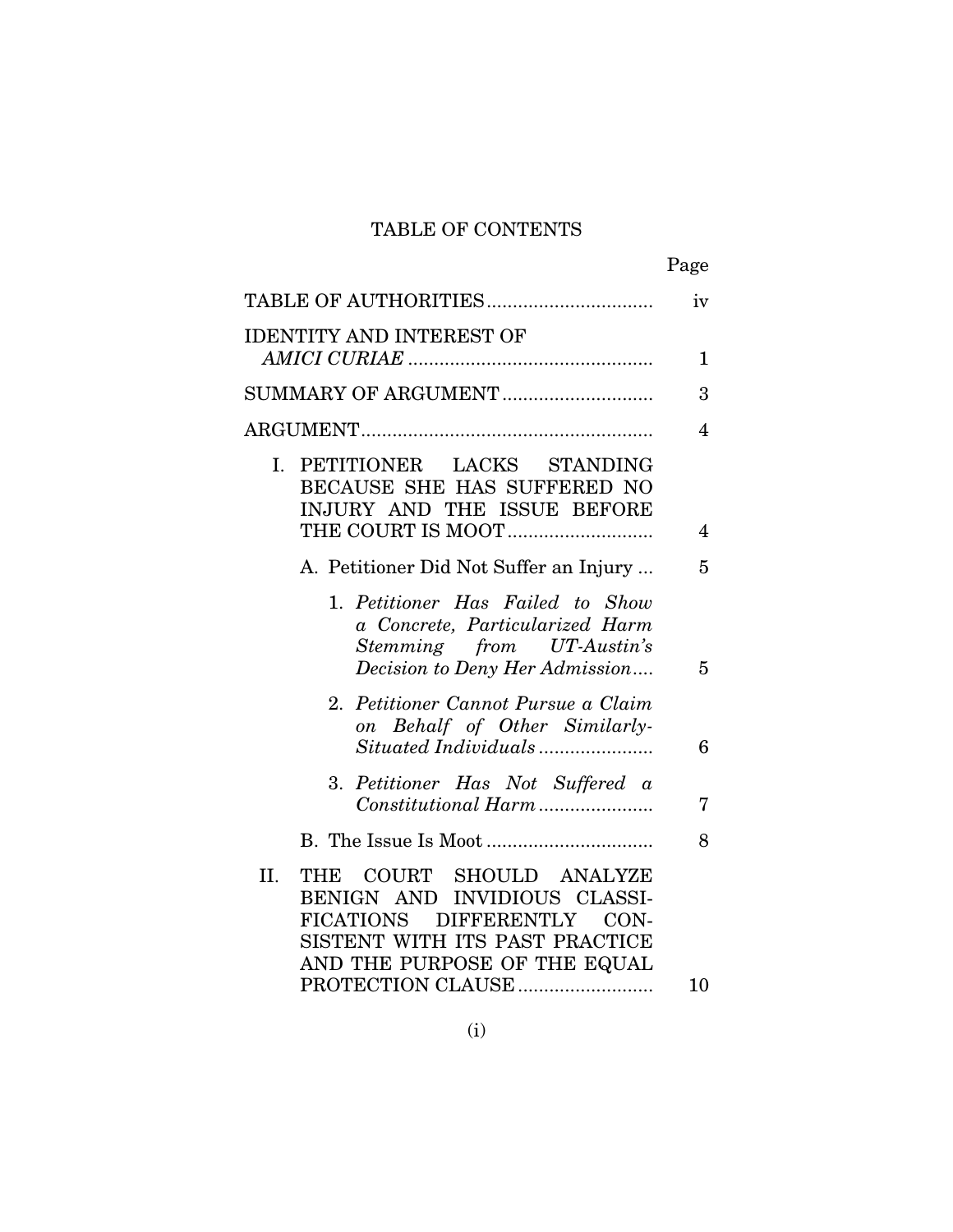# TABLE OF CONTENTS

| | Page |
|---|---|
| TABLE OF AUTHORITIES | iv |
| IDENTITY AND INTEREST OF *AMICI CURIAE* | 1 |
| SUMMARY OF ARGUMENT | 3 |
| ARGUMENT | 4 |
| I. PETITIONER LACKS STANDING BECAUSE SHE HAS SUFFERED NO INJURY AND THE ISSUE BEFORE THE COURT IS MOOT | 4 |
| A. Petitioner Did Not Suffer an Injury | 5 |
| 1. *Petitioner Has Failed to Show a Concrete, Particularized Harm Stemming from UT-Austin's Decision to Deny Her Admission* | 5 |
| 2. *Petitioner Cannot Pursue a Claim on Behalf of Other Similarly-Situated Individuals* | 6 |
| 3. *Petitioner Has Not Suffered a Constitutional Harm* | 7 |
| B. The Issue Is Moot | 8 |
| II. THE COURT SHOULD ANALYZE BENIGN AND INVIDIOUS CLASSIFICATIONS DIFFERENTLY CONSISTENT WITH ITS PAST PRACTICE AND THE PURPOSE OF THE EQUAL PROTECTION CLAUSE | 10 |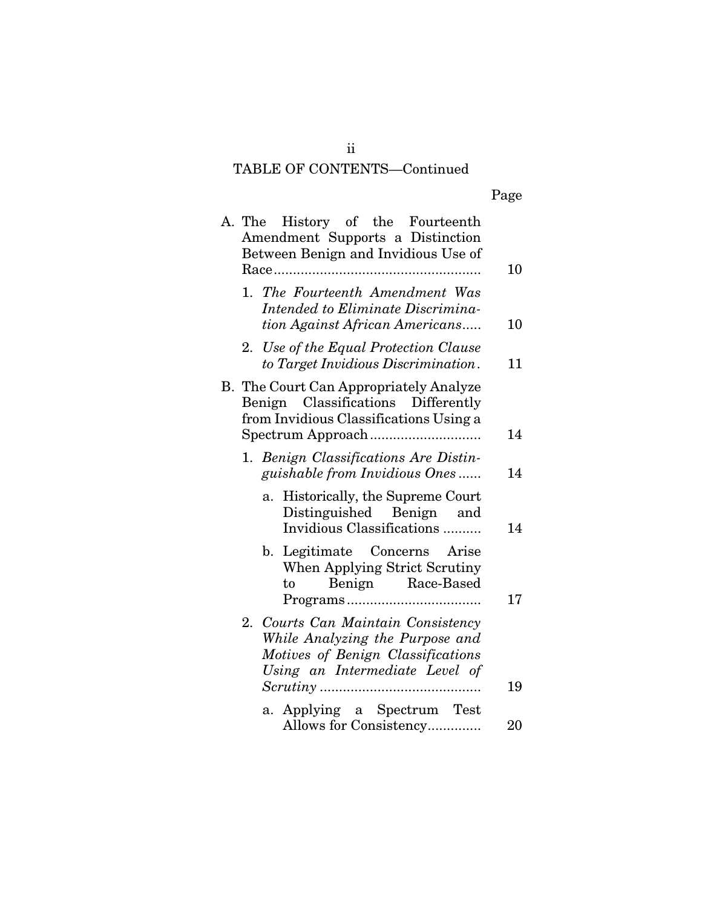TABLE OF CONTENTS—Continued

| | Page |
|---|---|
| A. The History of the Fourteenth Amendment Supports a Distinction Between Benign and Invidious Use of Race | 10 |
| 1. *The Fourteenth Amendment Was Intended to Eliminate Discrimination Against African Americans* | 10 |
| 2. *Use of the Equal Protection Clause to Target Invidious Discrimination* | 11 |
| B. The Court Can Appropriately Analyze Benign Classifications Differently from Invidious Classifications Using a Spectrum Approach | 14 |
| 1. *Benign Classifications Are Distinguishable from Invidious Ones* | 14 |
| a. Historically, the Supreme Court Distinguished Benign and Invidious Classifications | 14 |
| b. Legitimate Concerns Arise When Applying Strict Scrutiny to Benign Race-Based Programs | 17 |
| 2. *Courts Can Maintain Consistency While Analyzing the Purpose and Motives of Benign Classifications Using an Intermediate Level of Scrutiny* | 19 |
| a. Applying a Spectrum Test Allows for Consistency | 20 |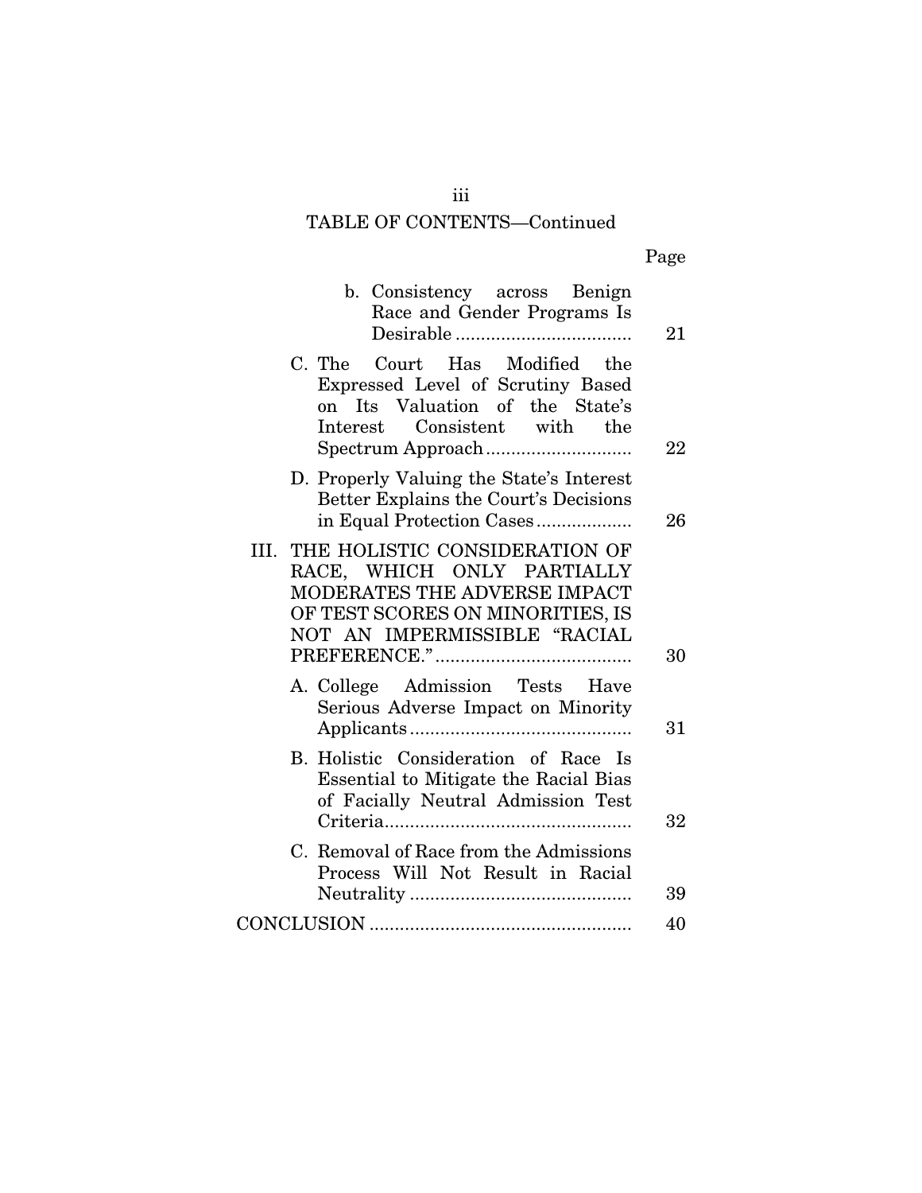TABLE OF CONTENTS—Continued

| | Page |
|---|---|
| b. Consistency across Benign Race and Gender Programs Is Desirable | 21 |
| C. The Court Has Modified the Expressed Level of Scrutiny Based on Its Valuation of the State's Interest Consistent with the Spectrum Approach | 22 |
| D. Properly Valuing the State's Interest Better Explains the Court's Decisions in Equal Protection Cases | 26 |
| III. THE HOLISTIC CONSIDERATION OF RACE, WHICH ONLY PARTIALLY MODERATES THE ADVERSE IMPACT OF TEST SCORES ON MINORITIES, IS NOT AN IMPERMISSIBLE "RACIAL PREFERENCE." | 30 |
| A. College Admission Tests Have Serious Adverse Impact on Minority Applicants | 31 |
| B. Holistic Consideration of Race Is Essential to Mitigate the Racial Bias of Facially Neutral Admission Test Criteria | 32 |
| C. Removal of Race from the Admissions Process Will Not Result in Racial Neutrality | 39 |
| CONCLUSION | 40 |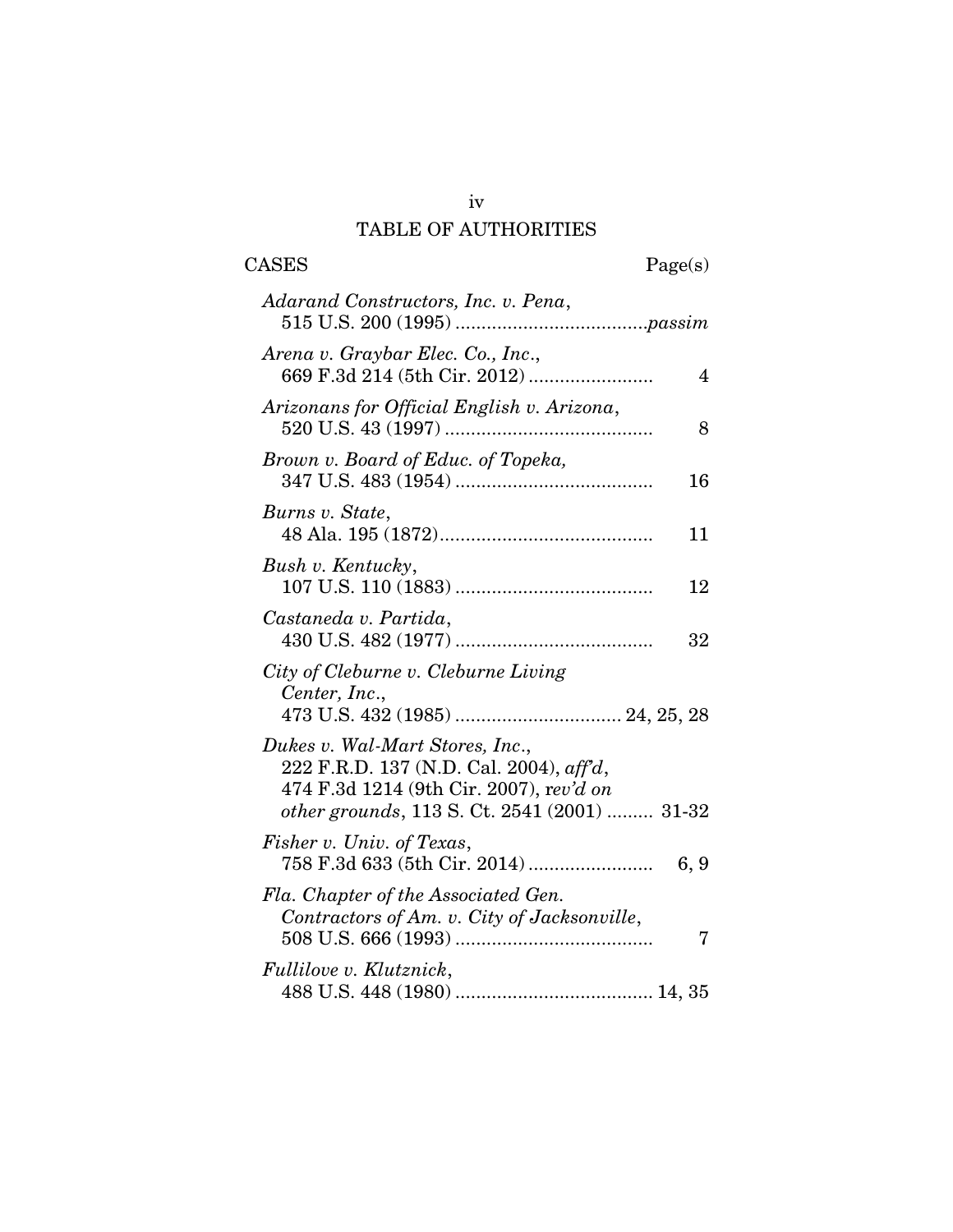# TABLE OF AUTHORITIES

CASES Page(s)

*Adarand Constructors, Inc. v. Pena*,
515 U.S. 200 (1995) .................................... *passim*

*Arena v. Graybar Elec. Co., Inc.*,
669 F.3d 214 (5th Cir. 2012) ........................ 4

*Arizonans for Official English v. Arizona*,
520 U.S. 43 (1997) ........................................ 8

*Brown v. Board of Educ. of Topeka,*
347 U.S. 483 (1954) ...................................... 16

*Burns v. State*,
48 Ala. 195 (1872)......................................... 11

*Bush v. Kentucky*,
107 U.S. 110 (1883) ...................................... 12

*Castaneda v. Partida*,
430 U.S. 482 (1977) ...................................... 32

*City of Cleburne v. Cleburne Living Center, Inc.*,
473 U.S. 432 (1985) ................................ 24, 25, 28

*Dukes v. Wal-Mart Stores, Inc.*,
222 F.R.D. 137 (N.D. Cal. 2004), *aff'd*,
474 F.3d 1214 (9th Cir. 2007), *rev'd on other grounds*, 113 S. Ct. 2541 (2001) ......... 31-32

*Fisher v. Univ. of Texas*,
758 F.3d 633 (5th Cir. 2014) ........................ 6, 9

*Fla. Chapter of the Associated Gen. Contractors of Am. v. City of Jacksonville*,
508 U.S. 666 (1993) ...................................... 7

*Fullilove v. Klutznick*,
488 U.S. 448 (1980) ...................................... 14, 35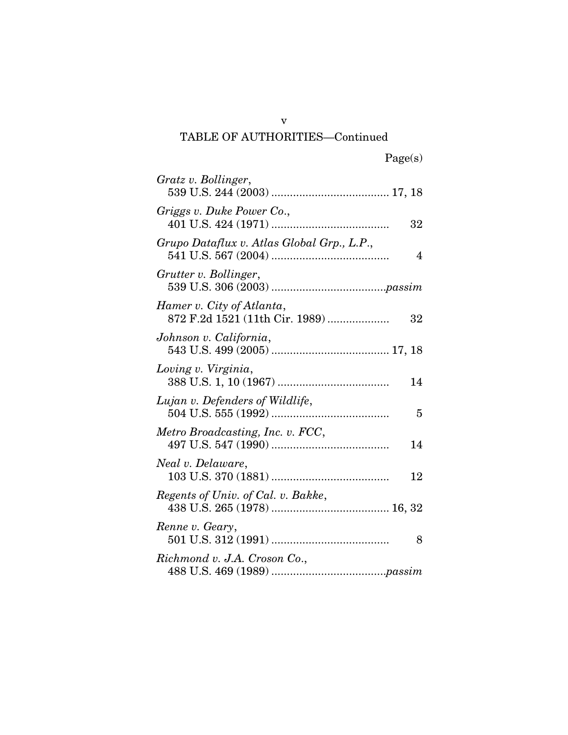TABLE OF AUTHORITIES—Continued

Page(s)

*Gratz v. Bollinger*,
539 U.S. 244 (2003) ...................................... 17, 18

*Griggs v. Duke Power Co.*,
401 U.S. 424 (1971) ...................................... 32

*Grupo Dataflux v. Atlas Global Grp., L.P.*,
541 U.S. 567 (2004) ...................................... 4

*Grutter v. Bollinger*,
539 U.S. 306 (2003) ....................................*passim*

*Hamer v. City of Atlanta*,
872 F.2d 1521 (11th Cir. 1989) .................... 32

*Johnson v. California*,
543 U.S. 499 (2005) ...................................... 17, 18

*Loving v. Virginia*,
388 U.S. 1, 10 (1967) .................................... 14

*Lujan v. Defenders of Wildlife*,
504 U.S. 555 (1992) ...................................... 5

*Metro Broadcasting, Inc. v. FCC*,
497 U.S. 547 (1990) ...................................... 14

*Neal v. Delaware*,
103 U.S. 370 (1881) ...................................... 12

*Regents of Univ. of Cal. v. Bakke*,
438 U.S. 265 (1978) ...................................... 16, 32

*Renne v. Geary*,
501 U.S. 312 (1991) ...................................... 8

*Richmond v. J.A. Croson Co.*,
488 U.S. 469 (1989) ....................................*passim*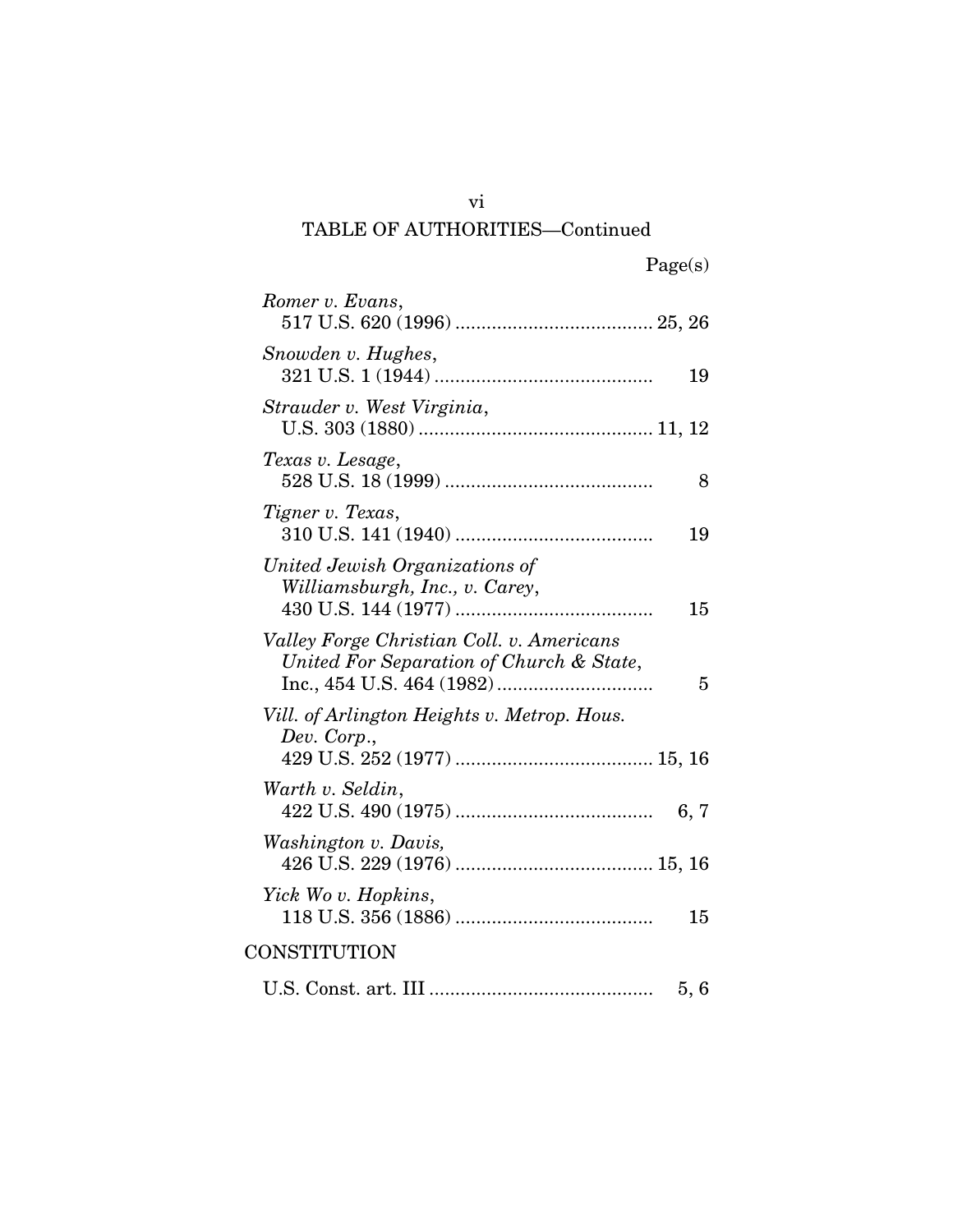TABLE OF AUTHORITIES—Continued

Page(s)

*Romer v. Evans*,
517 U.S. 620 (1996) ...................................... 25, 26

*Snowden v. Hughes*,
321 U.S. 1 (1944) .......................................... 19

*Strauder v. West Virginia*,
U.S. 303 (1880) ............................................ 11, 12

*Texas v. Lesage*,
528 U.S. 18 (1999) ........................................ 8

*Tigner v. Texas*,
310 U.S. 141 (1940) ...................................... 19

*United Jewish Organizations of Williamsburgh, Inc., v. Carey*,
430 U.S. 144 (1977) ...................................... 15

*Valley Forge Christian Coll. v. Americans United For Separation of Church & State*,
Inc., 454 U.S. 464 (1982) .............................. 5

*Vill. of Arlington Heights v. Metrop. Hous. Dev. Corp.*,
429 U.S. 252 (1977) ...................................... 15, 16

*Warth v. Seldin*,
422 U.S. 490 (1975) ...................................... 6, 7

*Washington v. Davis,*
426 U.S. 229 (1976) ...................................... 15, 16

*Yick Wo v. Hopkins*,
118 U.S. 356 (1886) ...................................... 15

CONSTITUTION

U.S. Const. art. III .......................................... 5, 6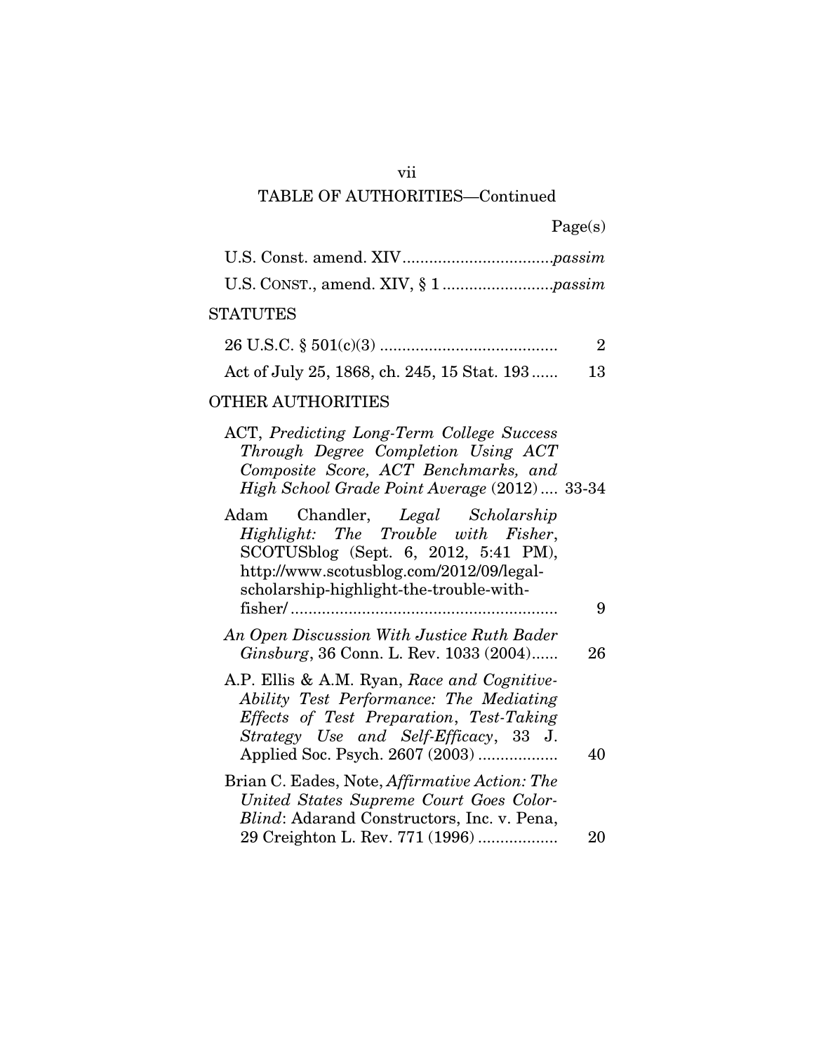TABLE OF AUTHORITIES—Continued

| | Page(s) |
|---|---|
| U.S. Const. amend. XIV | *passim* |
| U.S. CONST., amend. XIV, § 1 | *passim* |

STATUTES

| | |
|---|---|
| 26 U.S.C. § 501(c)(3) | 2 |
| Act of July 25, 1868, ch. 245, 15 Stat. 193 | 13 |

OTHER AUTHORITIES

| | |
|---|---|
| ACT, *Predicting Long-Term College Success Through Degree Completion Using ACT Composite Score, ACT Benchmarks, and High School Grade Point Average* (2012) | 33-34 |
| Adam Chandler, *Legal Scholarship Highlight: The Trouble with Fisher*, SCOTUSblog (Sept. 6, 2012, 5:41 PM), http://www.scotusblog.com/2012/09/legal-scholarship-highlight-the-trouble-with-fisher/ | 9 |
| *An Open Discussion With Justice Ruth Bader Ginsburg*, 36 Conn. L. Rev. 1033 (2004) | 26 |
| A.P. Ellis & A.M. Ryan, *Race and Cognitive-Ability Test Performance: The Mediating Effects of Test Preparation, Test-Taking Strategy Use and Self-Efficacy*, 33 J. Applied Soc. Psych. 2607 (2003) | 40 |
| Brian C. Eades, Note, *Affirmative Action: The United States Supreme Court Goes Color-Blind*: Adarand Constructors, Inc. v. Pena, 29 Creighton L. Rev. 771 (1996) | 20 |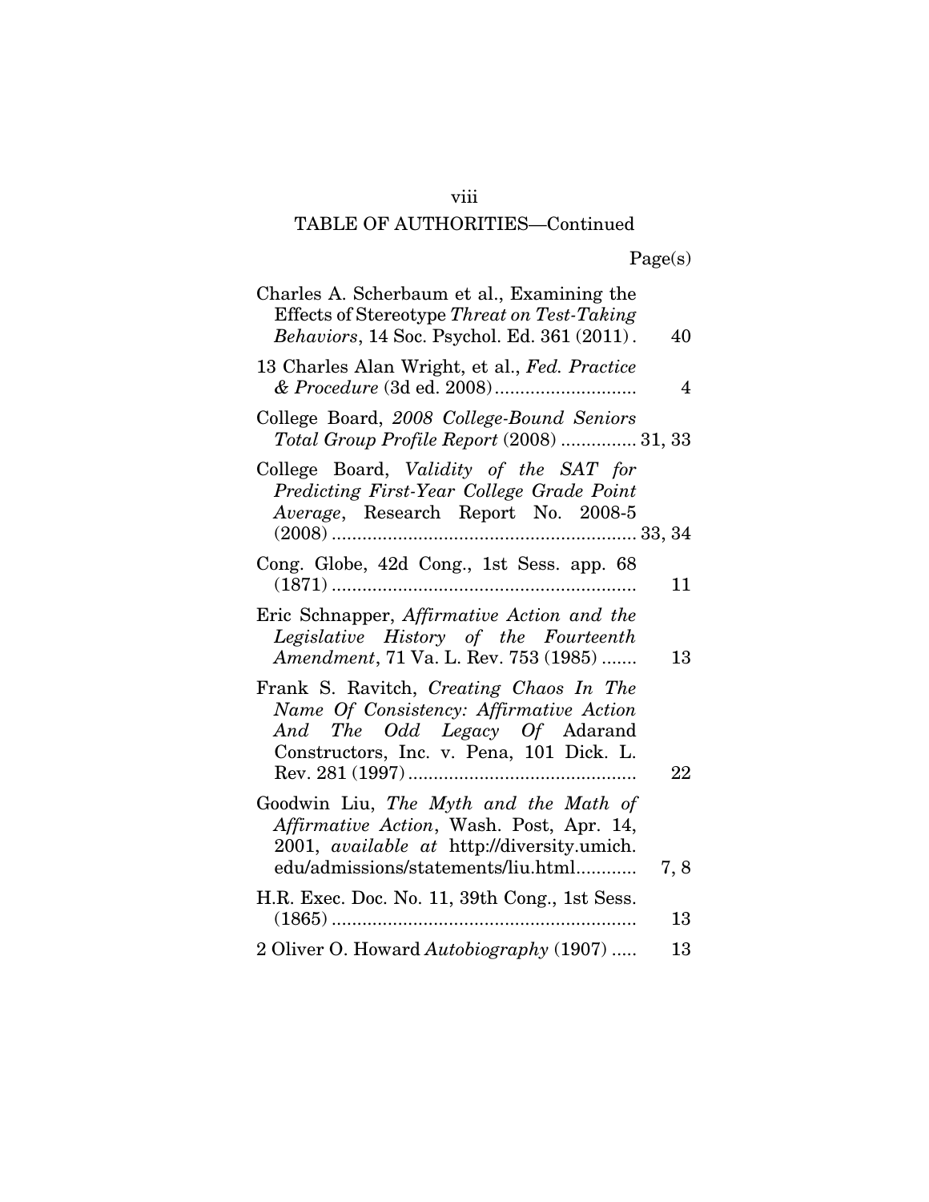## TABLE OF AUTHORITIES—Continued

| | Page(s) |
|---|---|
| Charles A. Scherbaum et al., Examining the Effects of Stereotype *Threat on Test-Taking Behaviors*, 14 Soc. Psychol. Ed. 361 (2011) . | 40 |
| 13 Charles Alan Wright, et al., *Fed. Practice & Procedure* (3d ed. 2008) | 4 |
| College Board, *2008 College-Bound Seniors Total Group Profile Report* (2008) | 31, 33 |
| College Board, *Validity of the SAT for Predicting First-Year College Grade Point Average*, Research Report No. 2008-5 (2008) | 33, 34 |
| Cong. Globe, 42d Cong., 1st Sess. app. 68 (1871) | 11 |
| Eric Schnapper, *Affirmative Action and the Legislative History of the Fourteenth Amendment*, 71 Va. L. Rev. 753 (1985) | 13 |
| Frank S. Ravitch, *Creating Chaos In The Name Of Consistency: Affirmative Action And The Odd Legacy Of* Adarand Constructors, Inc. v. Pena, 101 Dick. L. Rev. 281 (1997) | 22 |
| Goodwin Liu, *The Myth and the Math of Affirmative Action*, Wash. Post, Apr. 14, 2001, *available at* http://diversity.umich.edu/admissions/statements/liu.html | 7, 8 |
| H.R. Exec. Doc. No. 11, 39th Cong., 1st Sess. (1865) | 13 |
| 2 Oliver O. Howard *Autobiography* (1907) | 13 |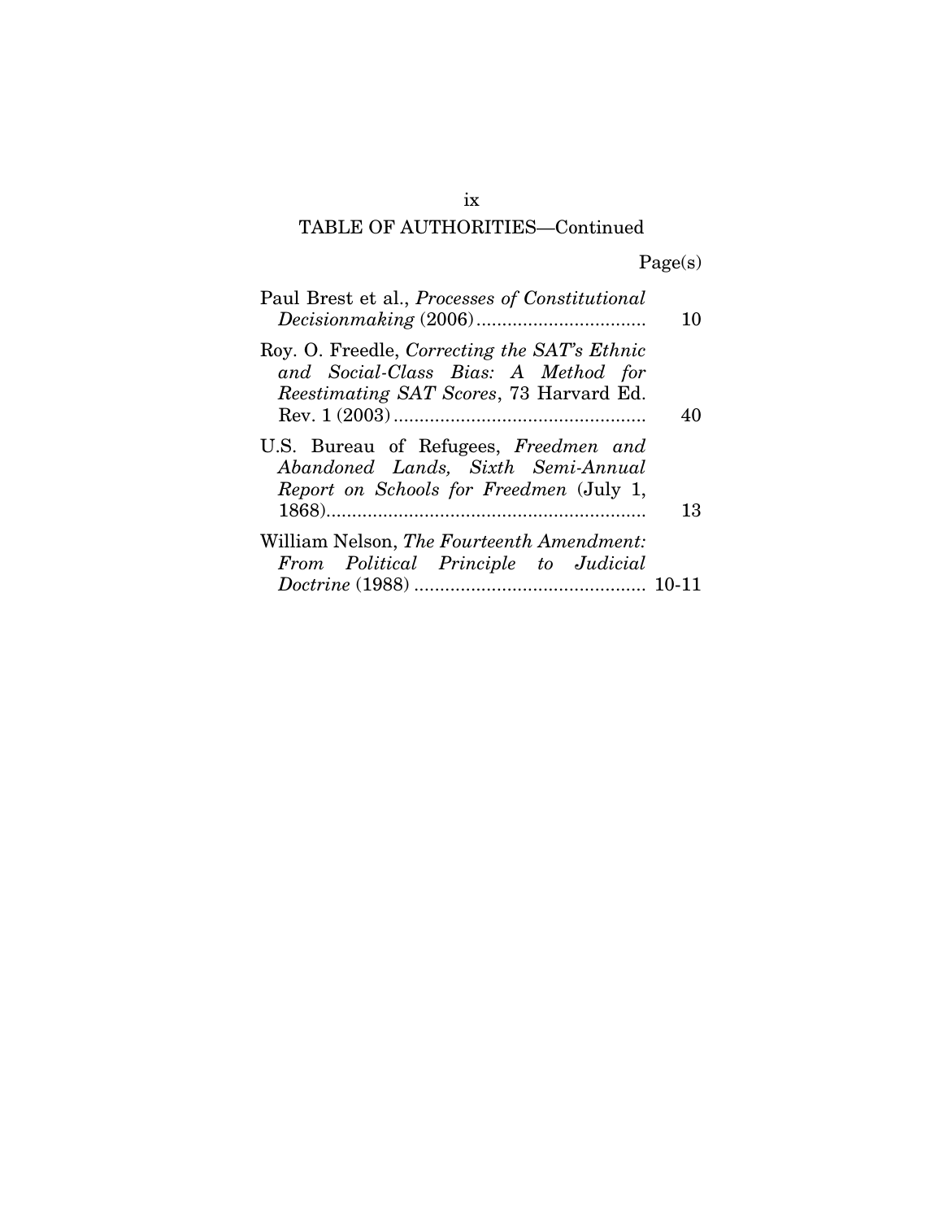TABLE OF AUTHORITIES—Continued

| | Page(s) |
|---|---|
| Paul Brest et al., *Processes of Constitutional Decisionmaking* (2006) | 10 |
| Roy. O. Freedle, *Correcting the SAT's Ethnic and Social-Class Bias: A Method for Reestimating SAT Scores*, 73 Harvard Ed. Rev. 1 (2003) | 40 |
| U.S. Bureau of Refugees, *Freedmen and Abandoned Lands, Sixth Semi-Annual Report on Schools for Freedmen* (July 1, 1868) | 13 |
| William Nelson, *The Fourteenth Amendment: From Political Principle to Judicial Doctrine* (1988) | 10-11 |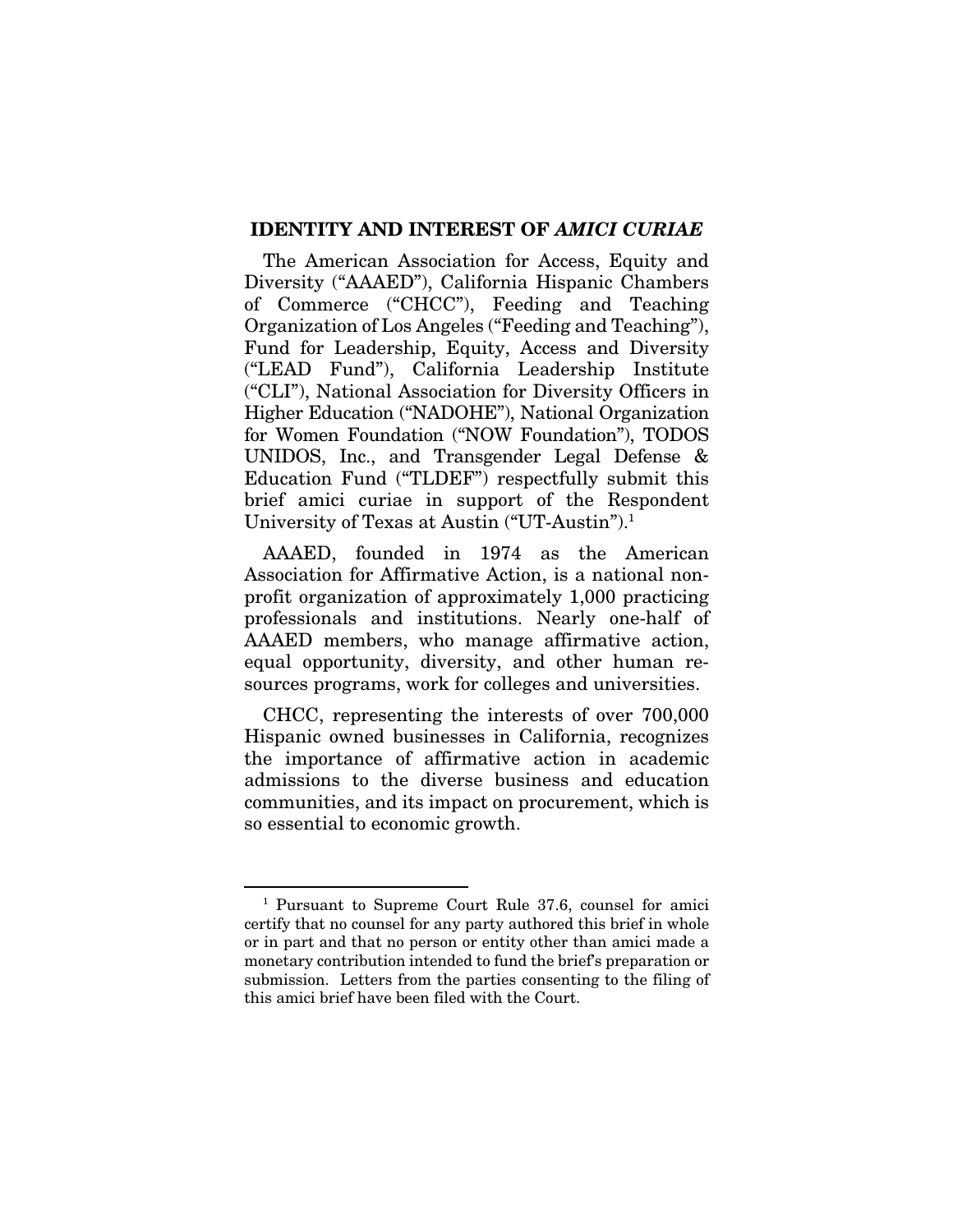## IDENTITY AND INTEREST OF *AMICI CURIAE*

The American Association for Access, Equity and Diversity ("AAAED"), California Hispanic Chambers of Commerce ("CHCC"), Feeding and Teaching Organization of Los Angeles ("Feeding and Teaching"), Fund for Leadership, Equity, Access and Diversity ("LEAD Fund"), California Leadership Institute ("CLI"), National Association for Diversity Officers in Higher Education ("NADOHE"), National Organization for Women Foundation ("NOW Foundation"), TODOS UNIDOS, Inc., and Transgender Legal Defense & Education Fund ("TLDEF") respectfully submit this brief amici curiae in support of the Respondent University of Texas at Austin ("UT-Austin").[1]

AAAED, founded in 1974 as the American Association for Affirmative Action, is a national non-profit organization of approximately 1,000 practicing professionals and institutions. Nearly one-half of AAAED members, who manage affirmative action, equal opportunity, diversity, and other human resources programs, work for colleges and universities.

CHCC, representing the interests of over 700,000 Hispanic owned businesses in California, recognizes the importance of affirmative action in academic admissions to the diverse business and education communities, and its impact on procurement, which is so essential to economic growth.

---

[1] Pursuant to Supreme Court Rule 37.6, counsel for amici certify that no counsel for any party authored this brief in whole or in part and that no person or entity other than amici made a monetary contribution intended to fund the brief's preparation or submission. Letters from the parties consenting to the filing of this amici brief have been filed with the Court.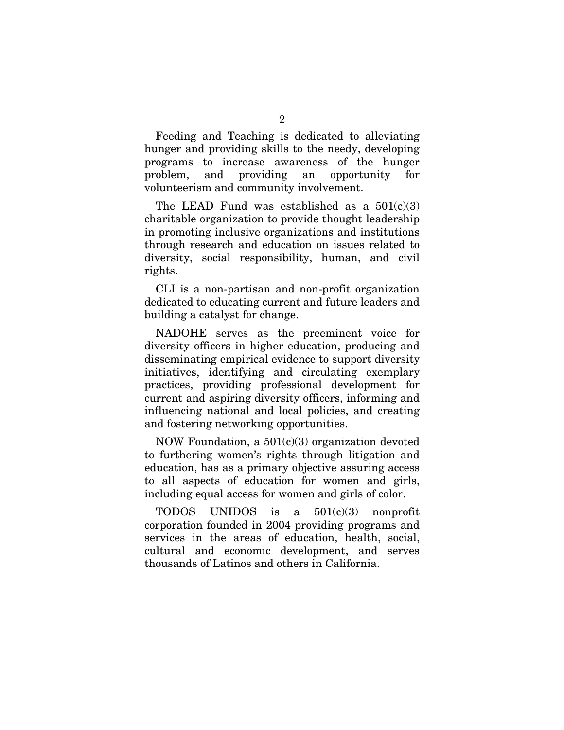Feeding and Teaching is dedicated to alleviating hunger and providing skills to the needy, developing programs to increase awareness of the hunger problem, and providing an opportunity for volunteerism and community involvement.

The LEAD Fund was established as a 501(c)(3) charitable organization to provide thought leadership in promoting inclusive organizations and institutions through research and education on issues related to diversity, social responsibility, human, and civil rights.

CLI is a non-partisan and non-profit organization dedicated to educating current and future leaders and building a catalyst for change.

NADOHE serves as the preeminent voice for diversity officers in higher education, producing and disseminating empirical evidence to support diversity initiatives, identifying and circulating exemplary practices, providing professional development for current and aspiring diversity officers, informing and influencing national and local policies, and creating and fostering networking opportunities.

NOW Foundation, a 501(c)(3) organization devoted to furthering women's rights through litigation and education, has as a primary objective assuring access to all aspects of education for women and girls, including equal access for women and girls of color.

TODOS UNIDOS is a 501(c)(3) nonprofit corporation founded in 2004 providing programs and services in the areas of education, health, social, cultural and economic development, and serves thousands of Latinos and others in California.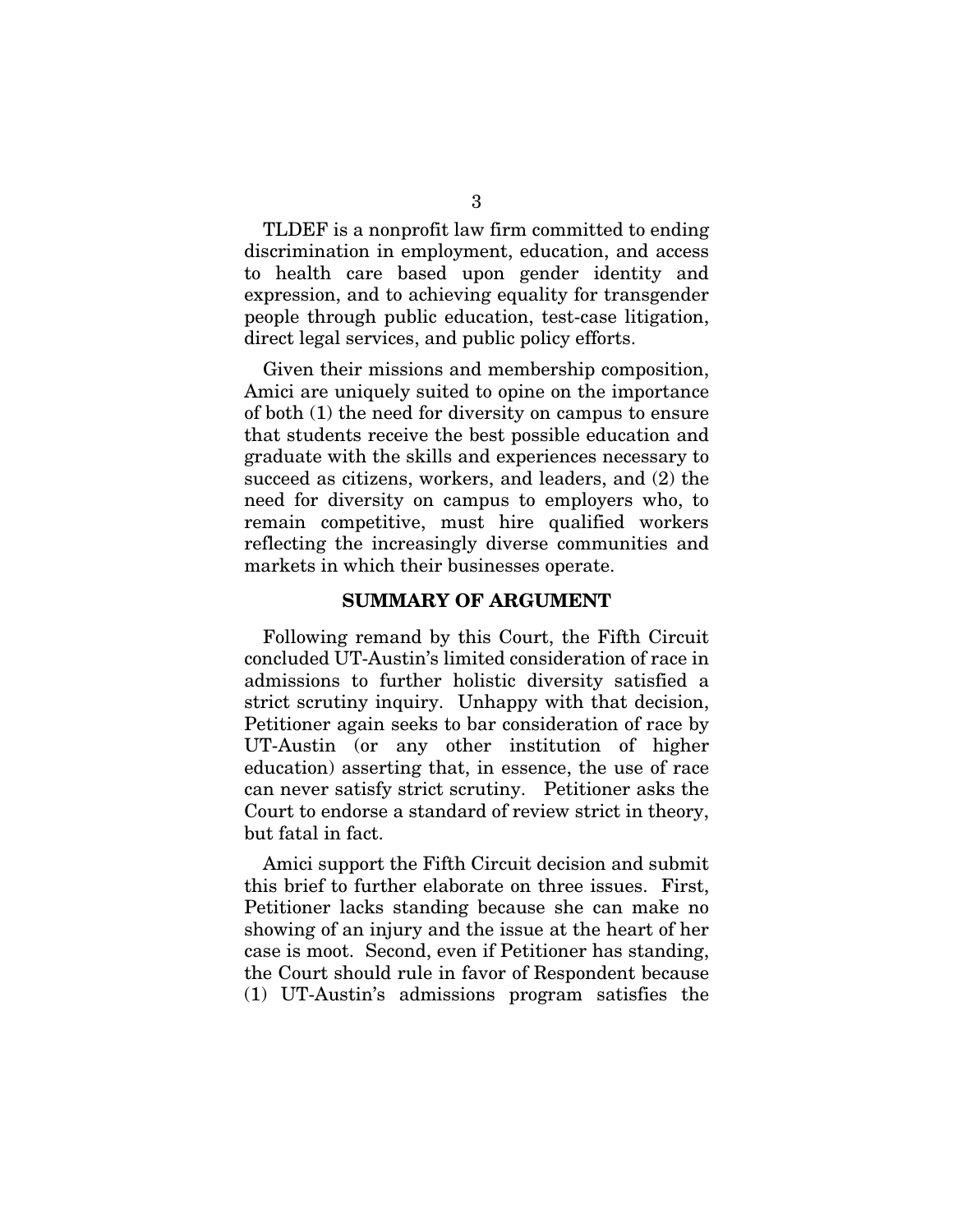TLDEF is a nonprofit law firm committed to ending discrimination in employment, education, and access to health care based upon gender identity and expression, and to achieving equality for transgender people through public education, test-case litigation, direct legal services, and public policy efforts.

Given their missions and membership composition, Amici are uniquely suited to opine on the importance of both (1) the need for diversity on campus to ensure that students receive the best possible education and graduate with the skills and experiences necessary to succeed as citizens, workers, and leaders, and (2) the need for diversity on campus to employers who, to remain competitive, must hire qualified workers reflecting the increasingly diverse communities and markets in which their businesses operate.

## SUMMARY OF ARGUMENT

Following remand by this Court, the Fifth Circuit concluded UT-Austin's limited consideration of race in admissions to further holistic diversity satisfied a strict scrutiny inquiry. Unhappy with that decision, Petitioner again seeks to bar consideration of race by UT-Austin (or any other institution of higher education) asserting that, in essence, the use of race can never satisfy strict scrutiny. Petitioner asks the Court to endorse a standard of review strict in theory, but fatal in fact.

Amici support the Fifth Circuit decision and submit this brief to further elaborate on three issues. First, Petitioner lacks standing because she can make no showing of an injury and the issue at the heart of her case is moot. Second, even if Petitioner has standing, the Court should rule in favor of Respondent because (1) UT-Austin's admissions program satisfies the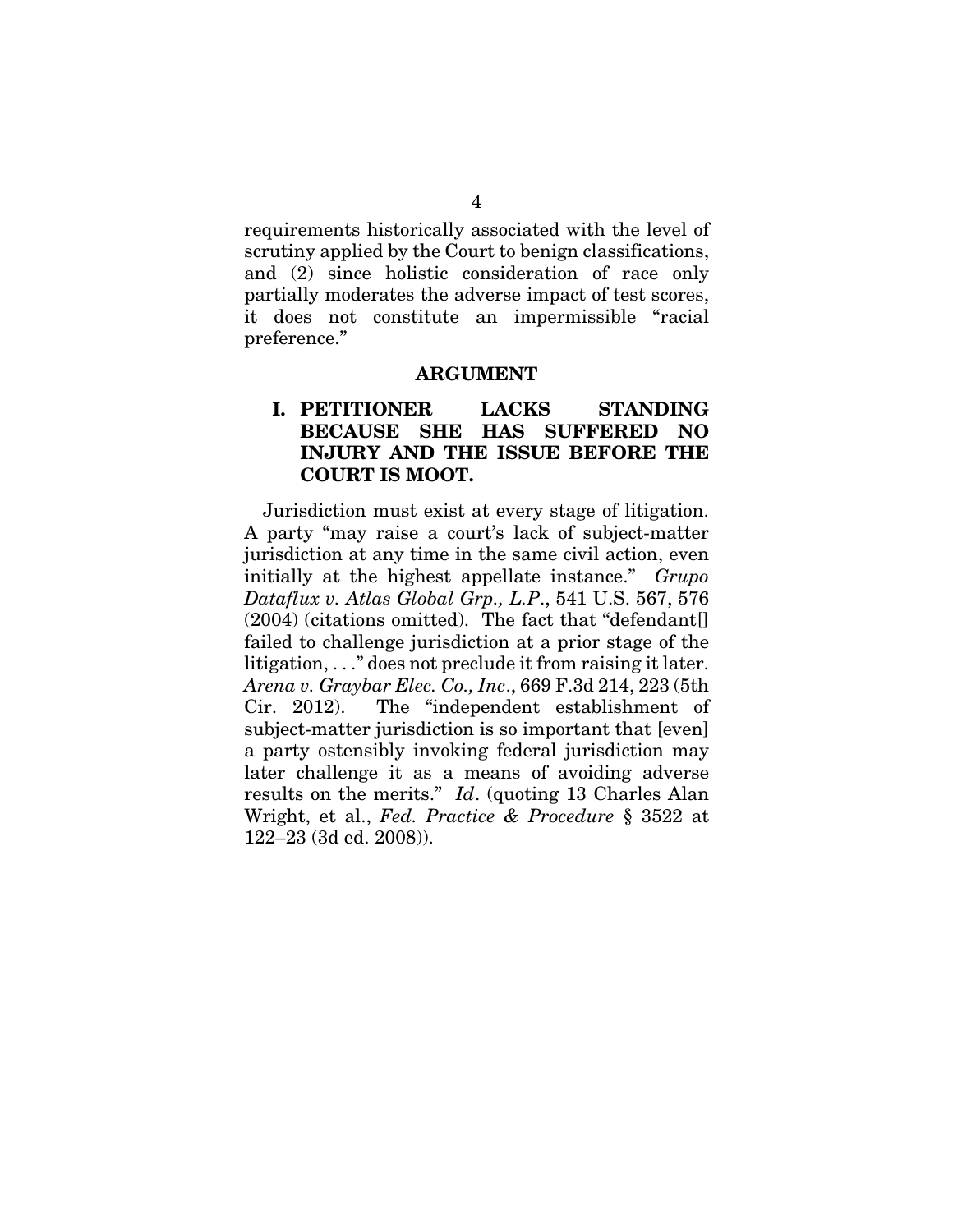requirements historically associated with the level of scrutiny applied by the Court to benign classifications, and (2) since holistic consideration of race only partially moderates the adverse impact of test scores, it does not constitute an impermissible "racial preference."

## ARGUMENT

### I. PETITIONER LACKS STANDING BECAUSE SHE HAS SUFFERED NO INJURY AND THE ISSUE BEFORE THE COURT IS MOOT.

Jurisdiction must exist at every stage of litigation. A party "may raise a court's lack of subject-matter jurisdiction at any time in the same civil action, even initially at the highest appellate instance." *Grupo Dataflux v. Atlas Global Grp., L.P.*, 541 U.S. 567, 576 (2004) (citations omitted). The fact that "defendant[] failed to challenge jurisdiction at a prior stage of the litigation, . . ." does not preclude it from raising it later. *Arena v. Graybar Elec. Co., Inc*., 669 F.3d 214, 223 (5th Cir. 2012). The "independent establishment of subject-matter jurisdiction is so important that [even] a party ostensibly invoking federal jurisdiction may later challenge it as a means of avoiding adverse results on the merits." *Id*. (quoting 13 Charles Alan Wright, et al., *Fed. Practice & Procedure* § 3522 at 122–23 (3d ed. 2008)).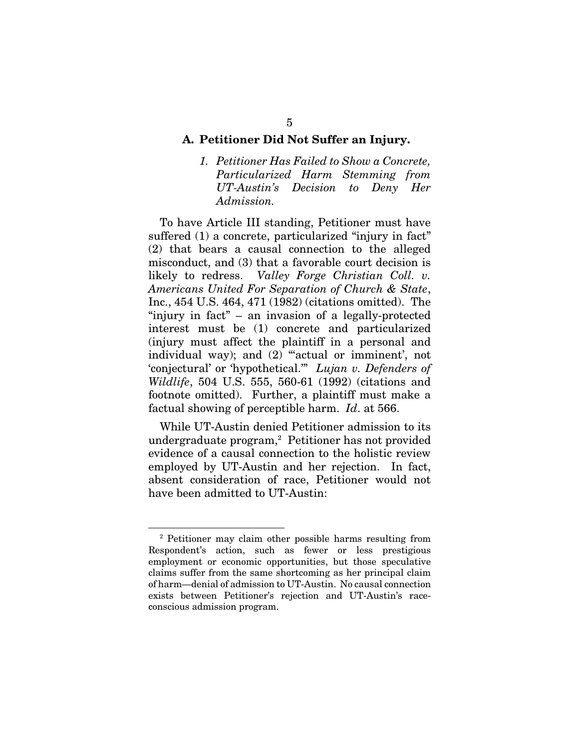### A. Petitioner Did Not Suffer an Injury.

#### *1. Petitioner Has Failed to Show a Concrete, Particularized Harm Stemming from UT-Austin's Decision to Deny Her Admission.*

To have Article III standing, Petitioner must have suffered (1) a concrete, particularized "injury in fact" (2) that bears a causal connection to the alleged misconduct, and (3) that a favorable court decision is likely to redress. *Valley Forge Christian Coll. v. Americans United For Separation of Church & State*, Inc., 454 U.S. 464, 471 (1982) (citations omitted). The "injury in fact" – an invasion of a legally-protected interest must be (1) concrete and particularized (injury must affect the plaintiff in a personal and individual way); and (2) "'actual or imminent', not 'conjectural' or 'hypothetical.'" *Lujan v. Defenders of Wildlife*, 504 U.S. 555, 560-61 (1992) (citations and footnote omitted). Further, a plaintiff must make a factual showing of perceptible harm. *Id*. at 566.

While UT-Austin denied Petitioner admission to its undergraduate program,[2] Petitioner has not provided evidence of a causal connection to the holistic review employed by UT-Austin and her rejection. In fact, absent consideration of race, Petitioner would not have been admitted to UT-Austin:

---

[2] Petitioner may claim other possible harms resulting from Respondent's action, such as fewer or less prestigious employment or economic opportunities, but those speculative claims suffer from the same shortcoming as her principal claim of harm—denial of admission to UT-Austin. No causal connection exists between Petitioner's rejection and UT-Austin's race-conscious admission program.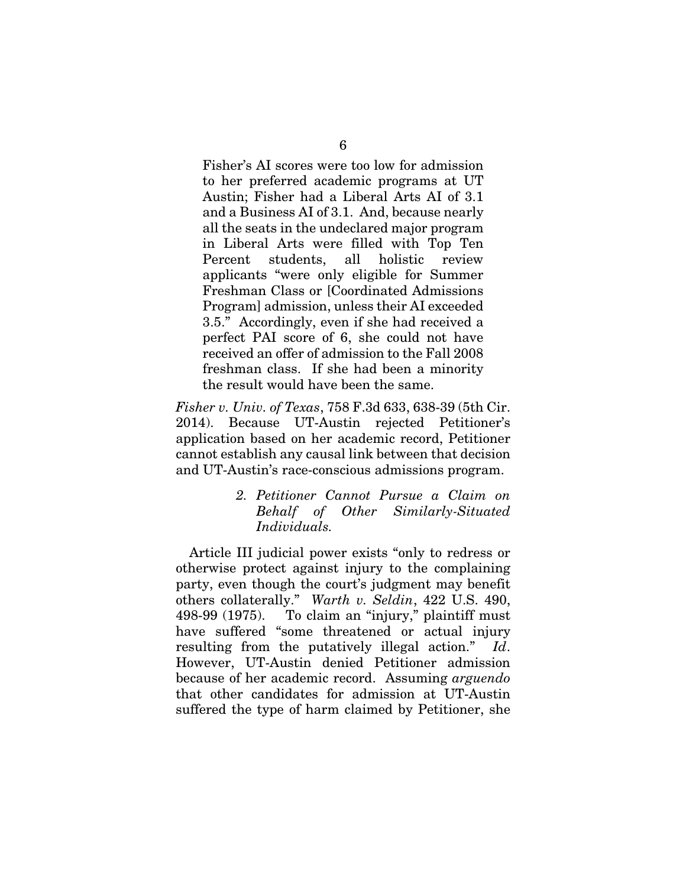> Fisher's AI scores were too low for admission to her preferred academic programs at UT Austin; Fisher had a Liberal Arts AI of 3.1 and a Business AI of 3.1. And, because nearly all the seats in the undeclared major program in Liberal Arts were filled with Top Ten Percent students, all holistic review applicants "were only eligible for Summer Freshman Class or [Coordinated Admissions Program] admission, unless their AI exceeded 3.5." Accordingly, even if she had received a perfect PAI score of 6, she could not have received an offer of admission to the Fall 2008 freshman class. If she had been a minority the result would have been the same.

*Fisher v. Univ. of Texas*, 758 F.3d 633, 638-39 (5th Cir. 2014). Because UT-Austin rejected Petitioner's application based on her academic record, Petitioner cannot establish any causal link between that decision and UT-Austin's race-conscious admissions program.

##### *2. Petitioner Cannot Pursue a Claim on Behalf of Other Similarly-Situated Individuals.*

Article III judicial power exists "only to redress or otherwise protect against injury to the complaining party, even though the court's judgment may benefit others collaterally." *Warth v. Seldin*, 422 U.S. 490, 498-99 (1975). To claim an "injury," plaintiff must have suffered "some threatened or actual injury resulting from the putatively illegal action." *Id*. However, UT-Austin denied Petitioner admission because of her academic record. Assuming *arguendo* that other candidates for admission at UT-Austin suffered the type of harm claimed by Petitioner, she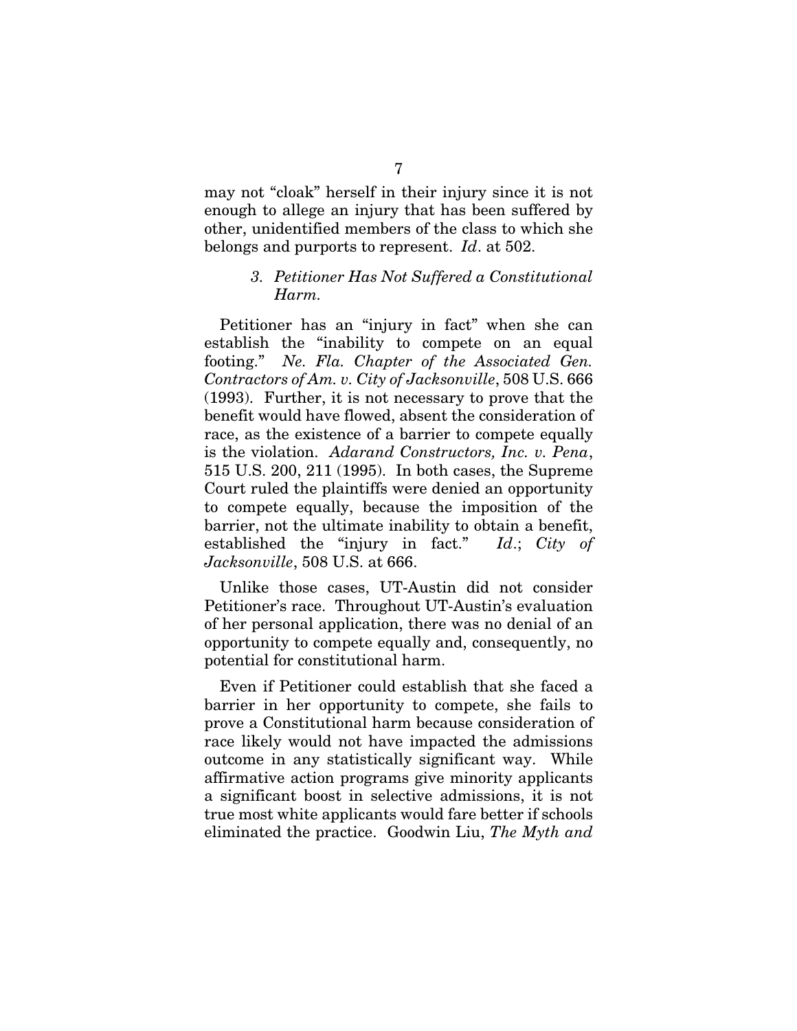may not "cloak" herself in their injury since it is not enough to allege an injury that has been suffered by other, unidentified members of the class to which she belongs and purports to represent. *Id*. at 502.

### *3. Petitioner Has Not Suffered a Constitutional Harm.*

Petitioner has an "injury in fact" when she can establish the "inability to compete on an equal footing." *Ne. Fla. Chapter of the Associated Gen. Contractors of Am. v. City of Jacksonville*, 508 U.S. 666 (1993). Further, it is not necessary to prove that the benefit would have flowed, absent the consideration of race, as the existence of a barrier to compete equally is the violation. *Adarand Constructors, Inc. v. Pena*, 515 U.S. 200, 211 (1995). In both cases, the Supreme Court ruled the plaintiffs were denied an opportunity to compete equally, because the imposition of the barrier, not the ultimate inability to obtain a benefit, established the "injury in fact." *Id*.; *City of Jacksonville*, 508 U.S. at 666.

Unlike those cases, UT-Austin did not consider Petitioner's race. Throughout UT-Austin's evaluation of her personal application, there was no denial of an opportunity to compete equally and, consequently, no potential for constitutional harm.

Even if Petitioner could establish that she faced a barrier in her opportunity to compete, she fails to prove a Constitutional harm because consideration of race likely would not have impacted the admissions outcome in any statistically significant way. While affirmative action programs give minority applicants a significant boost in selective admissions, it is not true most white applicants would fare better if schools eliminated the practice. Goodwin Liu, *The Myth and*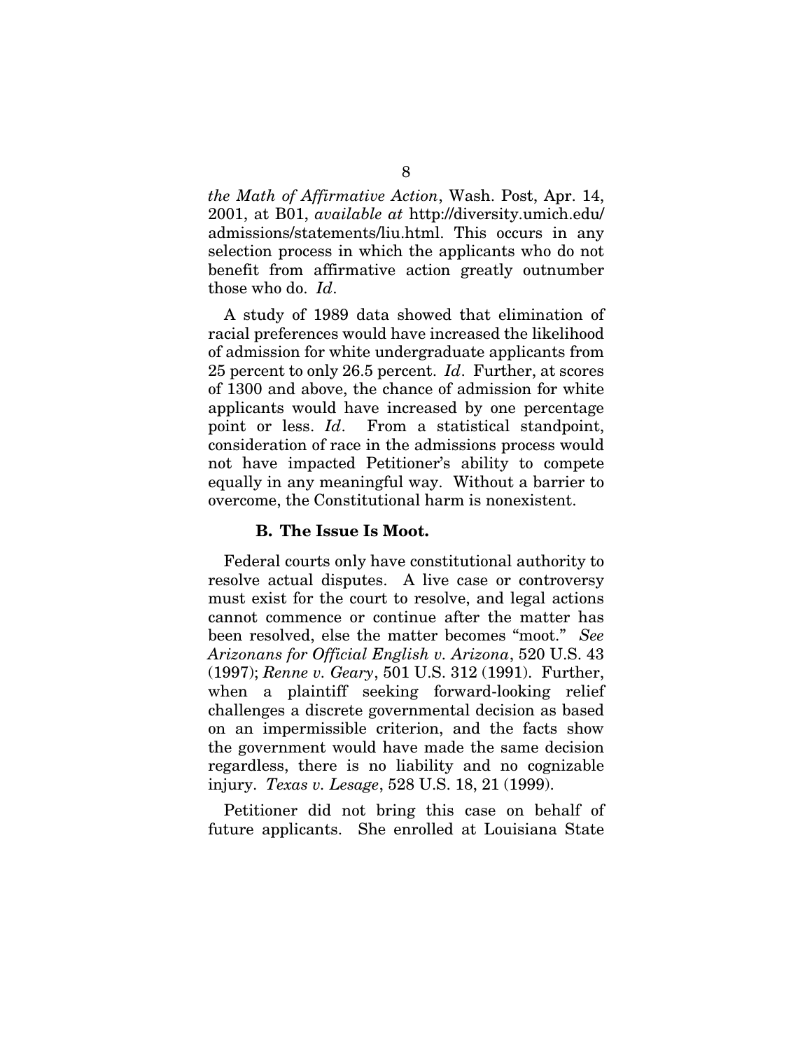*the Math of Affirmative Action*, Wash. Post, Apr. 14, 2001, at B01, *available at* http://diversity.umich.edu/admissions/statements/liu.html. This occurs in any selection process in which the applicants who do not benefit from affirmative action greatly outnumber those who do. *Id*.

A study of 1989 data showed that elimination of racial preferences would have increased the likelihood of admission for white undergraduate applicants from 25 percent to only 26.5 percent. *Id*. Further, at scores of 1300 and above, the chance of admission for white applicants would have increased by one percentage point or less. *Id*. From a statistical standpoint, consideration of race in the admissions process would not have impacted Petitioner's ability to compete equally in any meaningful way. Without a barrier to overcome, the Constitutional harm is nonexistent.

### B. The Issue Is Moot.

Federal courts only have constitutional authority to resolve actual disputes. A live case or controversy must exist for the court to resolve, and legal actions cannot commence or continue after the matter has been resolved, else the matter becomes "moot." *See Arizonans for Official English v. Arizona*, 520 U.S. 43 (1997); *Renne v. Geary*, 501 U.S. 312 (1991). Further, when a plaintiff seeking forward-looking relief challenges a discrete governmental decision as based on an impermissible criterion, and the facts show the government would have made the same decision regardless, there is no liability and no cognizable injury. *Texas v. Lesage*, 528 U.S. 18, 21 (1999).

Petitioner did not bring this case on behalf of future applicants. She enrolled at Louisiana State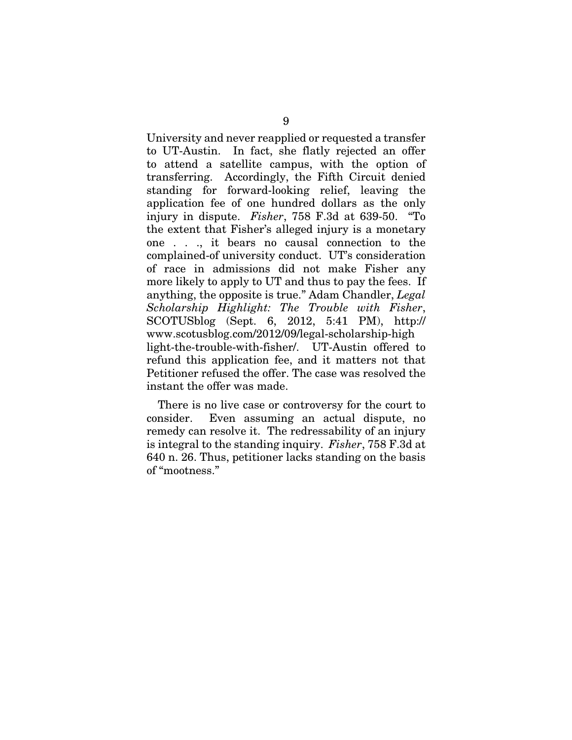University and never reapplied or requested a transfer to UT-Austin. In fact, she flatly rejected an offer to attend a satellite campus, with the option of transferring. Accordingly, the Fifth Circuit denied standing for forward-looking relief, leaving the application fee of one hundred dollars as the only injury in dispute. *Fisher*, 758 F.3d at 639-50. "To the extent that Fisher's alleged injury is a monetary one . . ., it bears no causal connection to the complained-of university conduct. UT's consideration of race in admissions did not make Fisher any more likely to apply to UT and thus to pay the fees. If anything, the opposite is true." Adam Chandler, *Legal Scholarship Highlight: The Trouble with Fisher*, SCOTUSblog (Sept. 6, 2012, 5:41 PM), http://www.scotusblog.com/2012/09/legal-scholarship-highlight-the-trouble-with-fisher/. UT-Austin offered to refund this application fee, and it matters not that Petitioner refused the offer. The case was resolved the instant the offer was made.

There is no live case or controversy for the court to consider. Even assuming an actual dispute, no remedy can resolve it. The redressability of an injury is integral to the standing inquiry. *Fisher*, 758 F.3d at 640 n. 26. Thus, petitioner lacks standing on the basis of "mootness."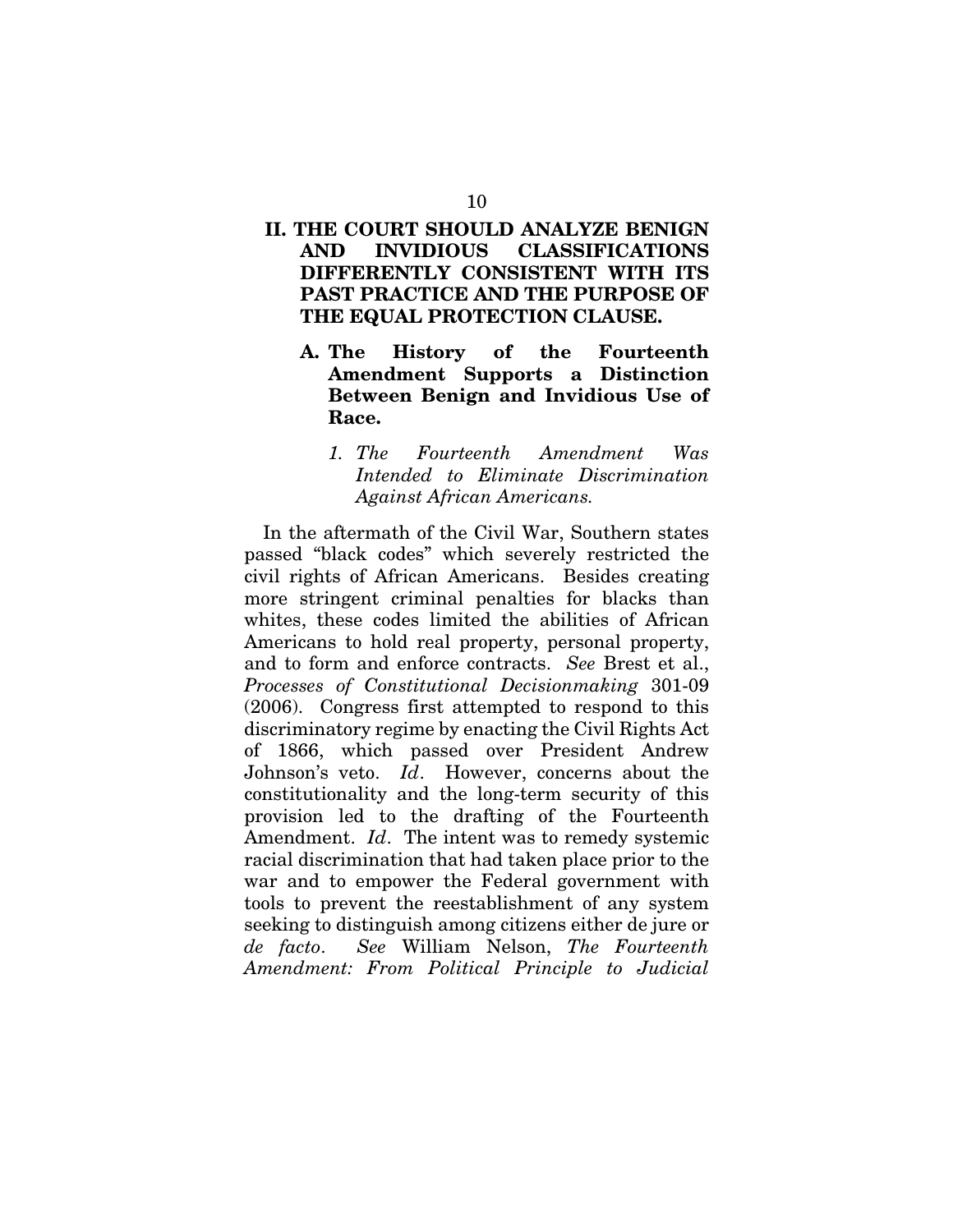## II. THE COURT SHOULD ANALYZE BENIGN AND INVIDIOUS CLASSIFICATIONS DIFFERENTLY CONSISTENT WITH ITS PAST PRACTICE AND THE PURPOSE OF THE EQUAL PROTECTION CLAUSE.

### A. The History of the Fourteenth Amendment Supports a Distinction Between Benign and Invidious Use of Race.

#### *1. The Fourteenth Amendment Was Intended to Eliminate Discrimination Against African Americans.*

In the aftermath of the Civil War, Southern states passed "black codes" which severely restricted the civil rights of African Americans. Besides creating more stringent criminal penalties for blacks than whites, these codes limited the abilities of African Americans to hold real property, personal property, and to form and enforce contracts. *See* Brest et al., *Processes of Constitutional Decisionmaking* 301-09 (2006). Congress first attempted to respond to this discriminatory regime by enacting the Civil Rights Act of 1866, which passed over President Andrew Johnson's veto. *Id*. However, concerns about the constitutionality and the long-term security of this provision led to the drafting of the Fourteenth Amendment. *Id*. The intent was to remedy systemic racial discrimination that had taken place prior to the war and to empower the Federal government with tools to prevent the reestablishment of any system seeking to distinguish among citizens either de jure or *de facto*. *See* William Nelson, *The Fourteenth Amendment: From Political Principle to Judicial*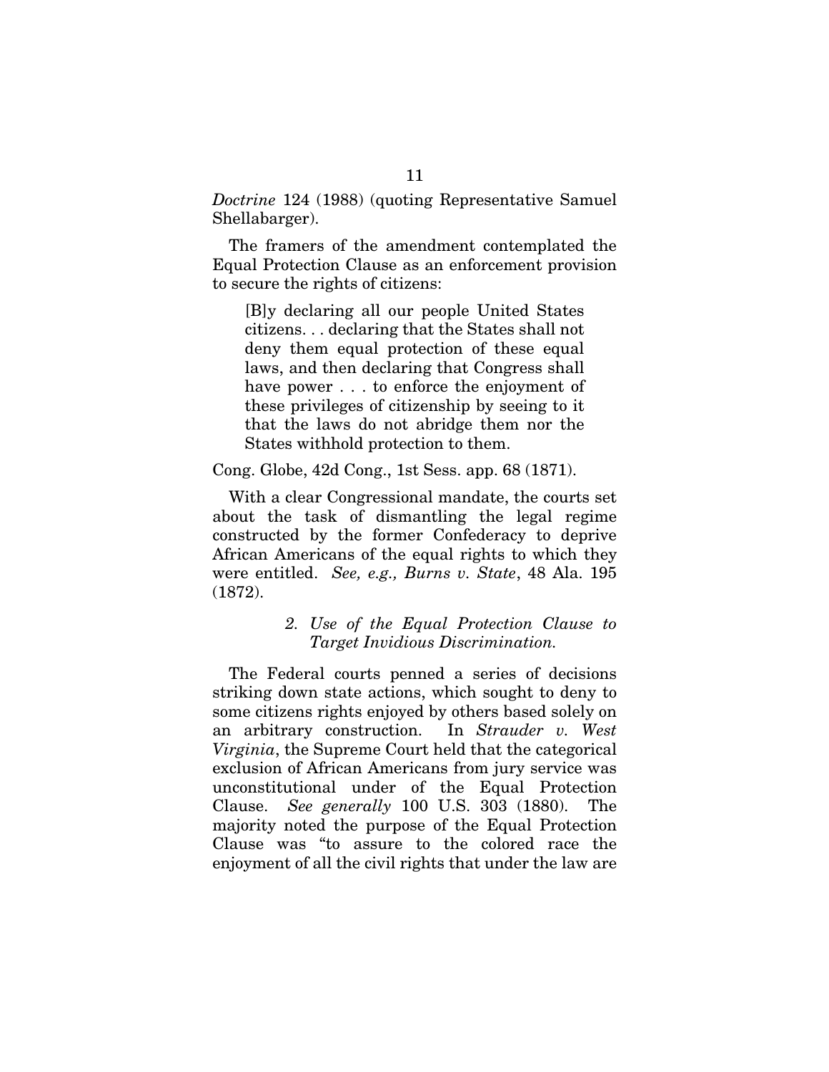*Doctrine* 124 (1988) (quoting Representative Samuel Shellabarger).

The framers of the amendment contemplated the Equal Protection Clause as an enforcement provision to secure the rights of citizens:

> [B]y declaring all our people United States citizens. . . declaring that the States shall not deny them equal protection of these equal laws, and then declaring that Congress shall have power . . . to enforce the enjoyment of these privileges of citizenship by seeing to it that the laws do not abridge them nor the States withhold protection to them.

Cong. Globe, 42d Cong., 1st Sess. app. 68 (1871).

With a clear Congressional mandate, the courts set about the task of dismantling the legal regime constructed by the former Confederacy to deprive African Americans of the equal rights to which they were entitled. *See, e.g., Burns v. State*, 48 Ala. 195 (1872).

### 2. *Use of the Equal Protection Clause to Target Invidious Discrimination.*

The Federal courts penned a series of decisions striking down state actions, which sought to deny to some citizens rights enjoyed by others based solely on an arbitrary construction. In *Strauder v. West Virginia*, the Supreme Court held that the categorical exclusion of African Americans from jury service was unconstitutional under of the Equal Protection Clause. *See generally* 100 U.S. 303 (1880). The majority noted the purpose of the Equal Protection Clause was "to assure to the colored race the enjoyment of all the civil rights that under the law are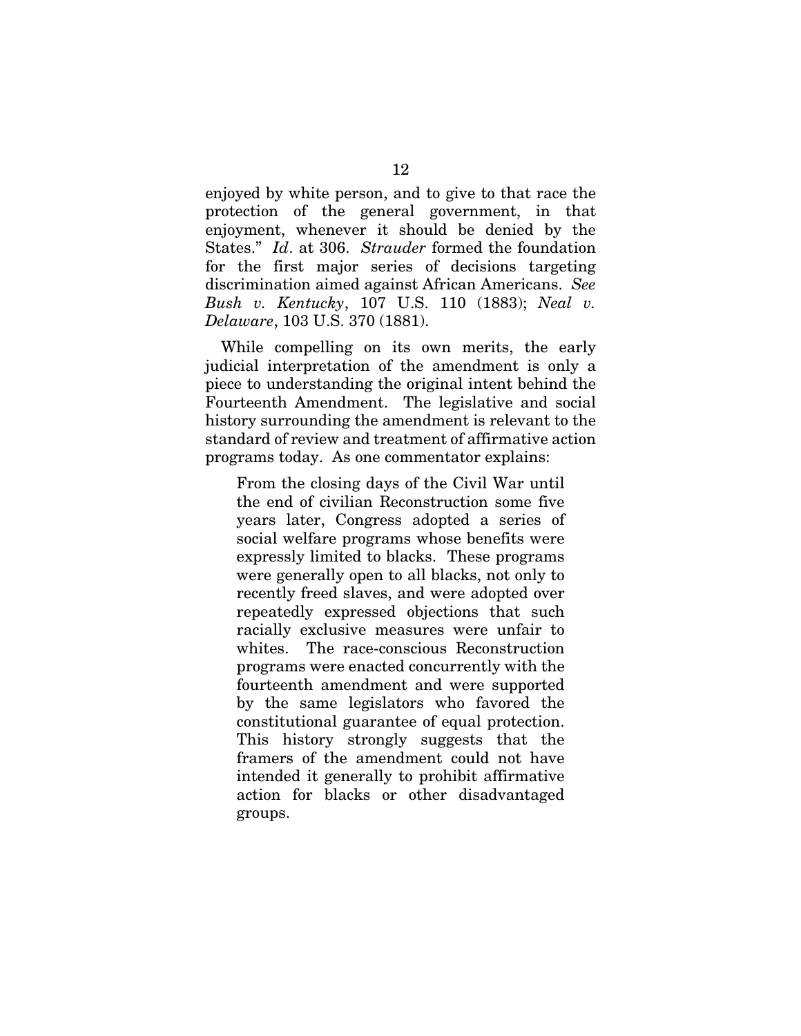enjoyed by white person, and to give to that race the protection of the general government, in that enjoyment, whenever it should be denied by the States." *Id*. at 306. *Strauder* formed the foundation for the first major series of decisions targeting discrimination aimed against African Americans. *See Bush v. Kentucky*, 107 U.S. 110 (1883); *Neal v. Delaware*, 103 U.S. 370 (1881).

While compelling on its own merits, the early judicial interpretation of the amendment is only a piece to understanding the original intent behind the Fourteenth Amendment. The legislative and social history surrounding the amendment is relevant to the standard of review and treatment of affirmative action programs today. As one commentator explains:

> From the closing days of the Civil War until the end of civilian Reconstruction some five years later, Congress adopted a series of social welfare programs whose benefits were expressly limited to blacks. These programs were generally open to all blacks, not only to recently freed slaves, and were adopted over repeatedly expressed objections that such racially exclusive measures were unfair to whites. The race-conscious Reconstruction programs were enacted concurrently with the fourteenth amendment and were supported by the same legislators who favored the constitutional guarantee of equal protection. This history strongly suggests that the framers of the amendment could not have intended it generally to prohibit affirmative action for blacks or other disadvantaged groups.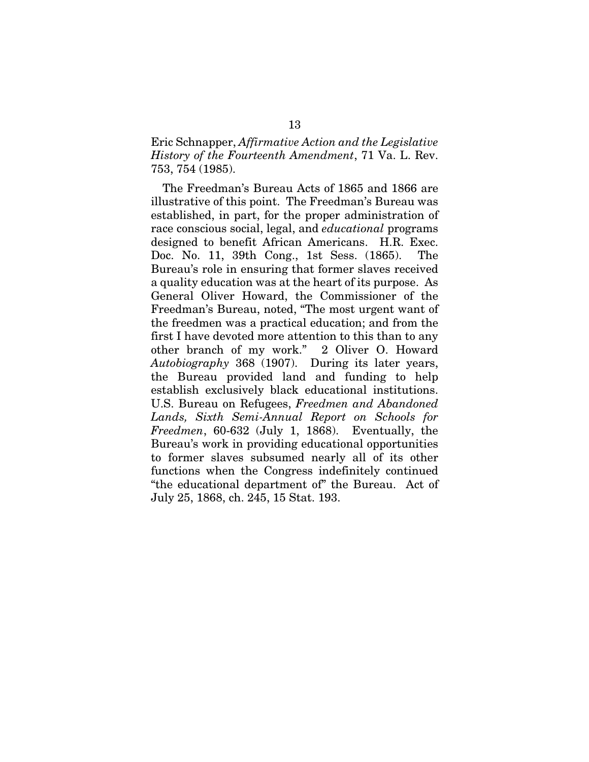Eric Schnapper, *Affirmative Action and the Legislative History of the Fourteenth Amendment*, 71 Va. L. Rev. 753, 754 (1985).

The Freedman's Bureau Acts of 1865 and 1866 are illustrative of this point. The Freedman's Bureau was established, in part, for the proper administration of race conscious social, legal, and *educational* programs designed to benefit African Americans. H.R. Exec. Doc. No. 11, 39th Cong., 1st Sess. (1865). The Bureau's role in ensuring that former slaves received a quality education was at the heart of its purpose. As General Oliver Howard, the Commissioner of the Freedman's Bureau, noted, "The most urgent want of the freedmen was a practical education; and from the first I have devoted more attention to this than to any other branch of my work." 2 Oliver O. Howard *Autobiography* 368 (1907). During its later years, the Bureau provided land and funding to help establish exclusively black educational institutions. U.S. Bureau on Refugees, *Freedmen and Abandoned Lands, Sixth Semi-Annual Report on Schools for Freedmen*, 60-632 (July 1, 1868). Eventually, the Bureau's work in providing educational opportunities to former slaves subsumed nearly all of its other functions when the Congress indefinitely continued "the educational department of" the Bureau. Act of July 25, 1868, ch. 245, 15 Stat. 193.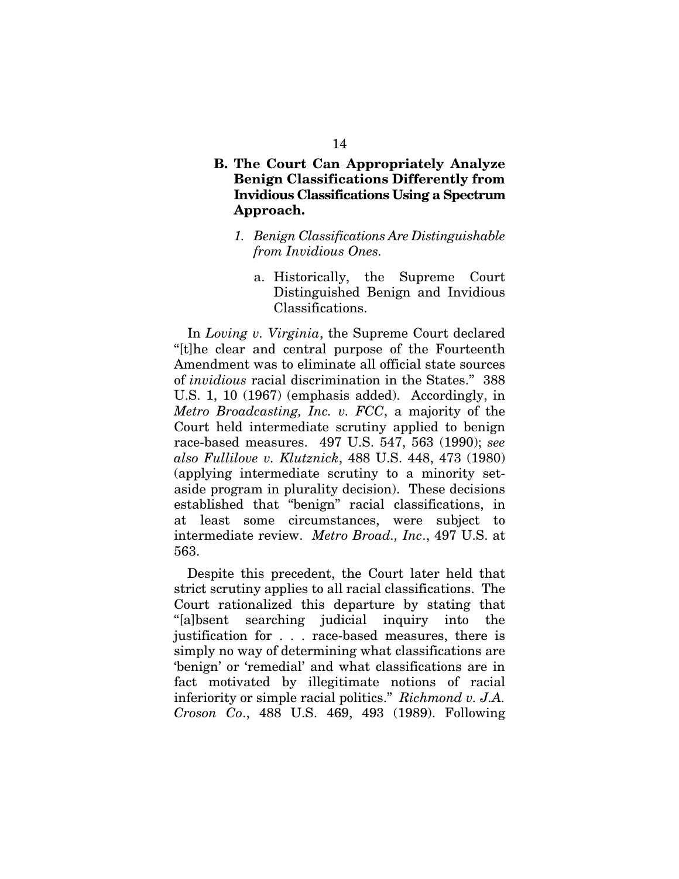### B. The Court Can Appropriately Analyze Benign Classifications Differently from Invidious Classifications Using a Spectrum Approach.

#### *1. Benign Classifications Are Distinguishable from Invidious Ones.*

##### a. Historically, the Supreme Court Distinguished Benign and Invidious Classifications.

In *Loving v. Virginia*, the Supreme Court declared "[t]he clear and central purpose of the Fourteenth Amendment was to eliminate all official state sources of *invidious* racial discrimination in the States." 388 U.S. 1, 10 (1967) (emphasis added). Accordingly, in *Metro Broadcasting, Inc. v. FCC*, a majority of the Court held intermediate scrutiny applied to benign race-based measures. 497 U.S. 547, 563 (1990); *see also Fullilove v. Klutznick*, 488 U.S. 448, 473 (1980) (applying intermediate scrutiny to a minority set-aside program in plurality decision). These decisions established that "benign" racial classifications, in at least some circumstances, were subject to intermediate review. *Metro Broad., Inc.*, 497 U.S. at 563.

Despite this precedent, the Court later held that strict scrutiny applies to all racial classifications. The Court rationalized this departure by stating that "[a]bsent searching judicial inquiry into the justification for . . . race-based measures, there is simply no way of determining what classifications are 'benign' or 'remedial' and what classifications are in fact motivated by illegitimate notions of racial inferiority or simple racial politics." *Richmond v. J.A. Croson Co.*, 488 U.S. 469, 493 (1989). Following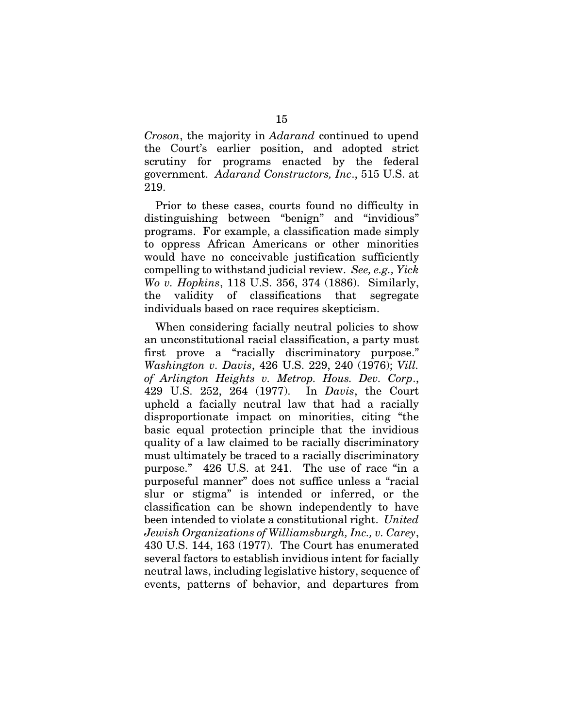*Croson*, the majority in *Adarand* continued to upend the Court's earlier position, and adopted strict scrutiny for programs enacted by the federal government. *Adarand Constructors, Inc*., 515 U.S. at 219.

Prior to these cases, courts found no difficulty in distinguishing between "benign" and "invidious" programs. For example, a classification made simply to oppress African Americans or other minorities would have no conceivable justification sufficiently compelling to withstand judicial review. *See, e.g., Yick Wo v. Hopkins*, 118 U.S. 356, 374 (1886). Similarly, the validity of classifications that segregate individuals based on race requires skepticism.

When considering facially neutral policies to show an unconstitutional racial classification, a party must first prove a "racially discriminatory purpose." *Washington v. Davis*, 426 U.S. 229, 240 (1976); *Vill. of Arlington Heights v. Metrop. Hous. Dev. Corp*., 429 U.S. 252, 264 (1977). In *Davis*, the Court upheld a facially neutral law that had a racially disproportionate impact on minorities, citing "the basic equal protection principle that the invidious quality of a law claimed to be racially discriminatory must ultimately be traced to a racially discriminatory purpose." 426 U.S. at 241. The use of race "in a purposeful manner" does not suffice unless a "racial slur or stigma" is intended or inferred, or the classification can be shown independently to have been intended to violate a constitutional right. *United Jewish Organizations of Williamsburgh, Inc., v. Carey*, 430 U.S. 144, 163 (1977). The Court has enumerated several factors to establish invidious intent for facially neutral laws, including legislative history, sequence of events, patterns of behavior, and departures from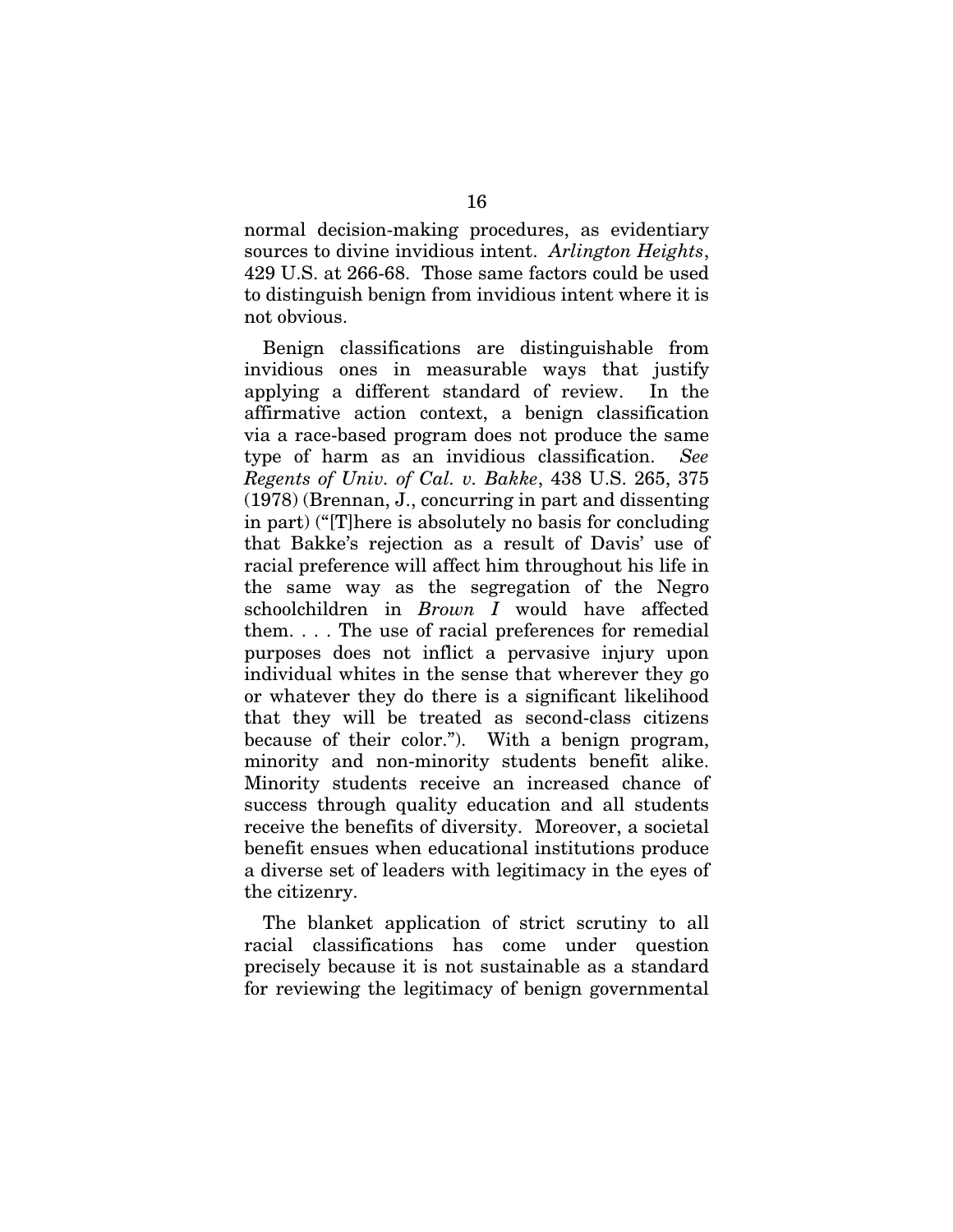normal decision-making procedures, as evidentiary sources to divine invidious intent. *Arlington Heights*, 429 U.S. at 266-68. Those same factors could be used to distinguish benign from invidious intent where it is not obvious.

Benign classifications are distinguishable from invidious ones in measurable ways that justify applying a different standard of review. In the affirmative action context, a benign classification via a race-based program does not produce the same type of harm as an invidious classification. *See Regents of Univ. of Cal. v. Bakke*, 438 U.S. 265, 375 (1978) (Brennan, J., concurring in part and dissenting in part) ("[T]here is absolutely no basis for concluding that Bakke's rejection as a result of Davis' use of racial preference will affect him throughout his life in the same way as the segregation of the Negro schoolchildren in *Brown I* would have affected them. . . . The use of racial preferences for remedial purposes does not inflict a pervasive injury upon individual whites in the sense that wherever they go or whatever they do there is a significant likelihood that they will be treated as second-class citizens because of their color."). With a benign program, minority and non-minority students benefit alike. Minority students receive an increased chance of success through quality education and all students receive the benefits of diversity. Moreover, a societal benefit ensues when educational institutions produce a diverse set of leaders with legitimacy in the eyes of the citizenry.

The blanket application of strict scrutiny to all racial classifications has come under question precisely because it is not sustainable as a standard for reviewing the legitimacy of benign governmental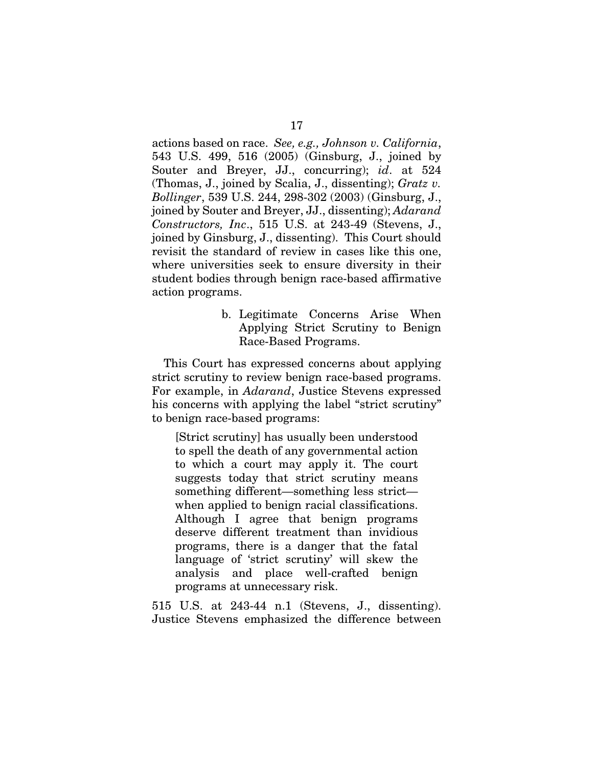actions based on race. *See, e.g., Johnson v. California*, 543 U.S. 499, 516 (2005) (Ginsburg, J., joined by Souter and Breyer, JJ., concurring); *id*. at 524 (Thomas, J., joined by Scalia, J., dissenting); *Gratz v. Bollinger*, 539 U.S. 244, 298-302 (2003) (Ginsburg, J., joined by Souter and Breyer, JJ., dissenting); *Adarand Constructors, Inc*., 515 U.S. at 243-49 (Stevens, J., joined by Ginsburg, J., dissenting). This Court should revisit the standard of review in cases like this one, where universities seek to ensure diversity in their student bodies through benign race-based affirmative action programs.

b. Legitimate Concerns Arise When Applying Strict Scrutiny to Benign Race-Based Programs.

This Court has expressed concerns about applying strict scrutiny to review benign race-based programs. For example, in *Adarand*, Justice Stevens expressed his concerns with applying the label "strict scrutiny" to benign race-based programs:

> [Strict scrutiny] has usually been understood to spell the death of any governmental action to which a court may apply it. The court suggests today that strict scrutiny means something different—something less strict—when applied to benign racial classifications. Although I agree that benign programs deserve different treatment than invidious programs, there is a danger that the fatal language of 'strict scrutiny' will skew the analysis and place well-crafted benign programs at unnecessary risk.

515 U.S. at 243-44 n.1 (Stevens, J., dissenting). Justice Stevens emphasized the difference between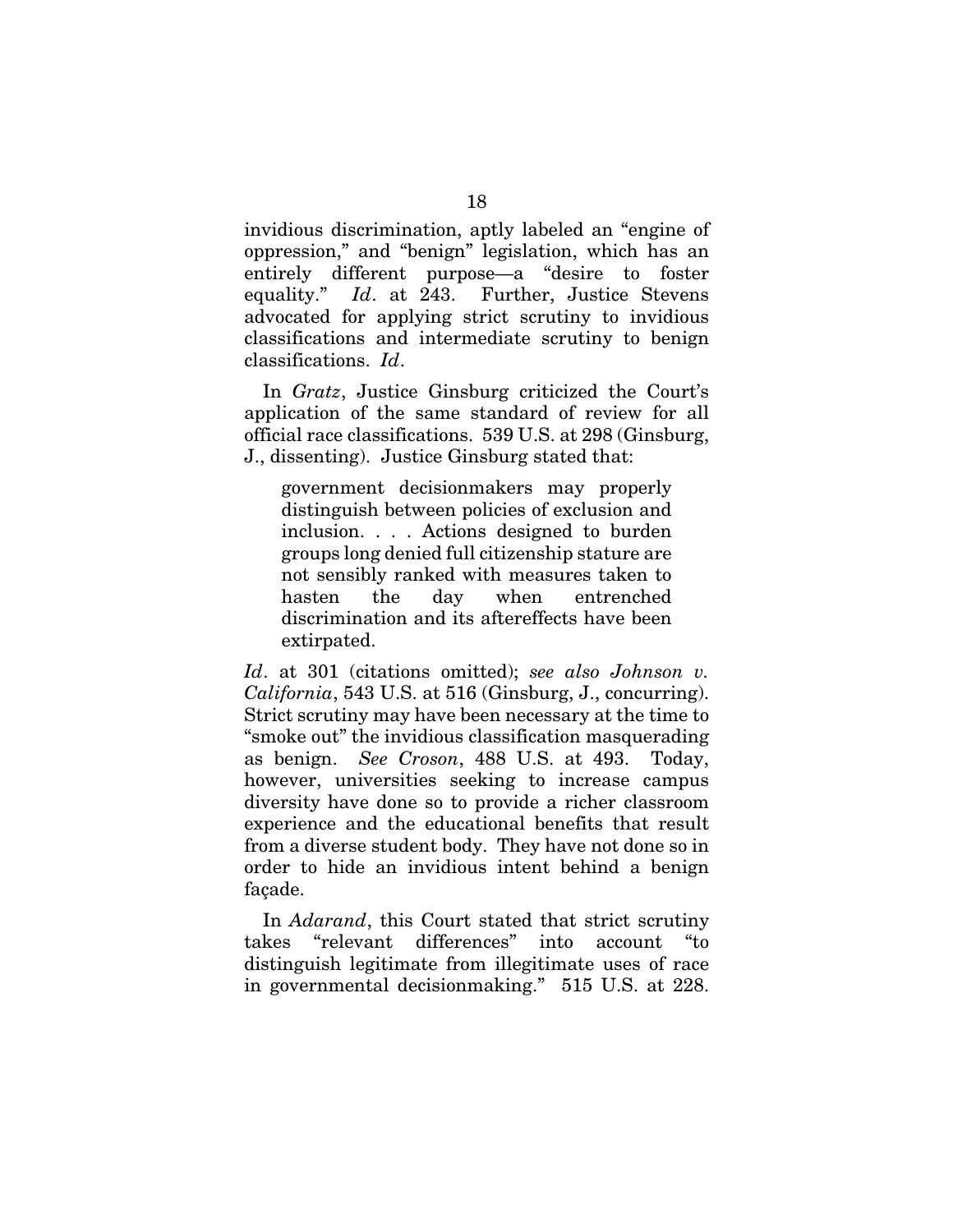invidious discrimination, aptly labeled an "engine of oppression," and "benign" legislation, which has an entirely different purpose—a "desire to foster equality." *Id*. at 243. Further, Justice Stevens advocated for applying strict scrutiny to invidious classifications and intermediate scrutiny to benign classifications. *Id*.

In *Gratz*, Justice Ginsburg criticized the Court's application of the same standard of review for all official race classifications. 539 U.S. at 298 (Ginsburg, J., dissenting). Justice Ginsburg stated that:

> government decisionmakers may properly distinguish between policies of exclusion and inclusion. . . . Actions designed to burden groups long denied full citizenship stature are not sensibly ranked with measures taken to hasten the day when entrenched discrimination and its aftereffects have been extirpated.

*Id*. at 301 (citations omitted); *see also Johnson v. California*, 543 U.S. at 516 (Ginsburg, J., concurring). Strict scrutiny may have been necessary at the time to "smoke out" the invidious classification masquerading as benign. *See Croson*, 488 U.S. at 493. Today, however, universities seeking to increase campus diversity have done so to provide a richer classroom experience and the educational benefits that result from a diverse student body. They have not done so in order to hide an invidious intent behind a benign façade.

In *Adarand*, this Court stated that strict scrutiny takes "relevant differences" into account "to distinguish legitimate from illegitimate uses of race in governmental decisionmaking." 515 U.S. at 228.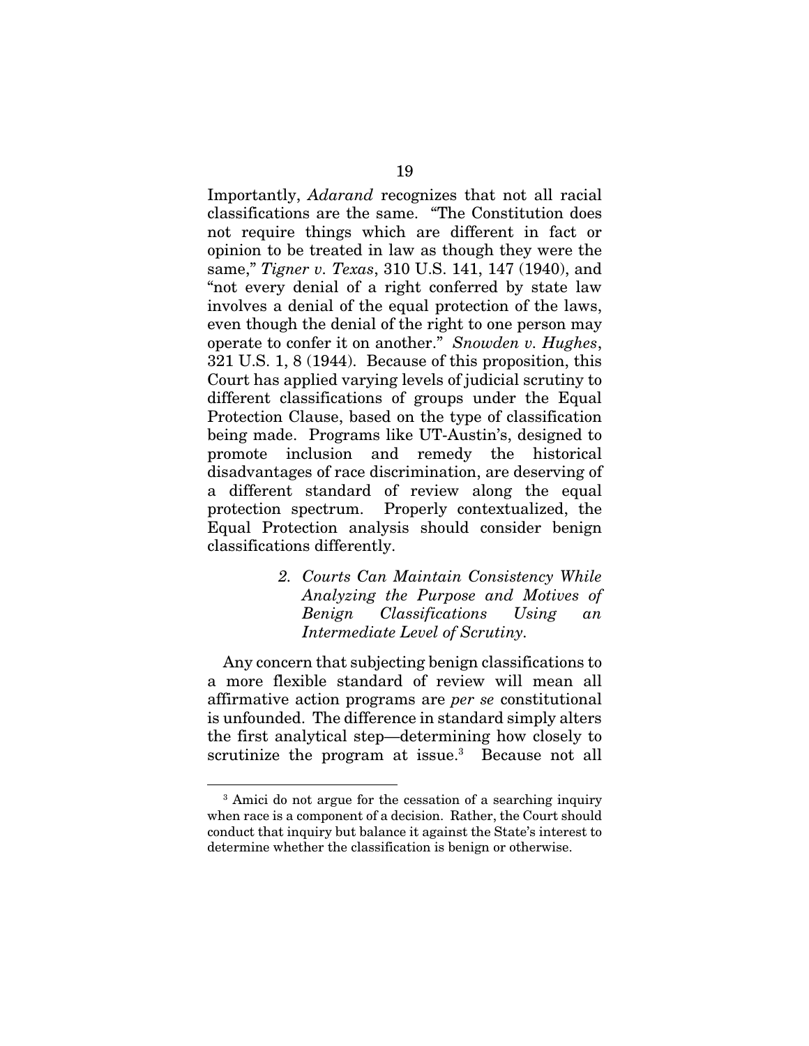Importantly, *Adarand* recognizes that not all racial classifications are the same. "The Constitution does not require things which are different in fact or opinion to be treated in law as though they were the same," *Tigner v. Texas*, 310 U.S. 141, 147 (1940), and "not every denial of a right conferred by state law involves a denial of the equal protection of the laws, even though the denial of the right to one person may operate to confer it on another." *Snowden v. Hughes*, 321 U.S. 1, 8 (1944). Because of this proposition, this Court has applied varying levels of judicial scrutiny to different classifications of groups under the Equal Protection Clause, based on the type of classification being made. Programs like UT-Austin's, designed to promote inclusion and remedy the historical disadvantages of race discrimination, are deserving of a different standard of review along the equal protection spectrum. Properly contextualized, the Equal Protection analysis should consider benign classifications differently.

#### *2. Courts Can Maintain Consistency While Analyzing the Purpose and Motives of Benign Classifications Using an Intermediate Level of Scrutiny.*

Any concern that subjecting benign classifications to a more flexible standard of review will mean all affirmative action programs are *per se* constitutional is unfounded. The difference in standard simply alters the first analytical step—determining how closely to scrutinize the program at issue.[3] Because not all

[3] Amici do not argue for the cessation of a searching inquiry when race is a component of a decision. Rather, the Court should conduct that inquiry but balance it against the State's interest to determine whether the classification is benign or otherwise.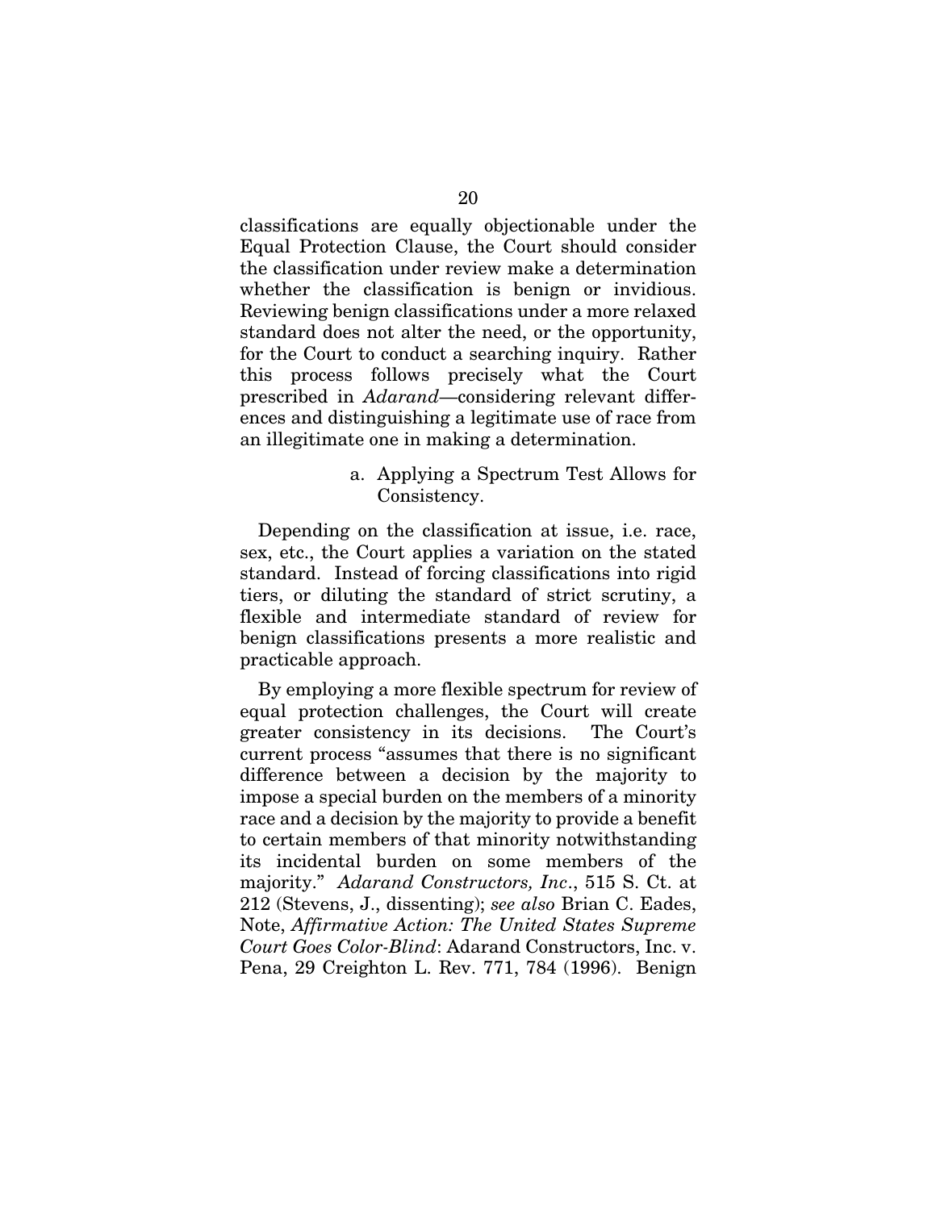classifications are equally objectionable under the Equal Protection Clause, the Court should consider the classification under review make a determination whether the classification is benign or invidious. Reviewing benign classifications under a more relaxed standard does not alter the need, or the opportunity, for the Court to conduct a searching inquiry. Rather this process follows precisely what the Court prescribed in *Adarand*—considering relevant differences and distinguishing a legitimate use of race from an illegitimate one in making a determination.

a. Applying a Spectrum Test Allows for Consistency.

Depending on the classification at issue, i.e. race, sex, etc., the Court applies a variation on the stated standard. Instead of forcing classifications into rigid tiers, or diluting the standard of strict scrutiny, a flexible and intermediate standard of review for benign classifications presents a more realistic and practicable approach.

By employing a more flexible spectrum for review of equal protection challenges, the Court will create greater consistency in its decisions. The Court's current process "assumes that there is no significant difference between a decision by the majority to impose a special burden on the members of a minority race and a decision by the majority to provide a benefit to certain members of that minority notwithstanding its incidental burden on some members of the majority." *Adarand Constructors, Inc*., 515 S. Ct. at 212 (Stevens, J., dissenting); *see also* Brian C. Eades, Note, *Affirmative Action: The United States Supreme Court Goes Color-Blind*: Adarand Constructors, Inc. v. Pena, 29 Creighton L. Rev. 771, 784 (1996). Benign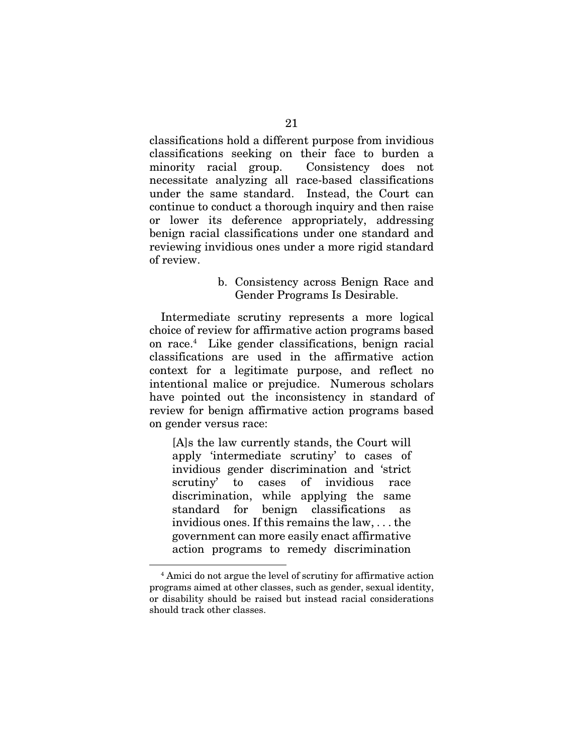classifications hold a different purpose from invidious classifications seeking on their face to burden a minority racial group. Consistency does not necessitate analyzing all race-based classifications under the same standard. Instead, the Court can continue to conduct a thorough inquiry and then raise or lower its deference appropriately, addressing benign racial classifications under one standard and reviewing invidious ones under a more rigid standard of review.

### b. Consistency across Benign Race and Gender Programs Is Desirable.

Intermediate scrutiny represents a more logical choice of review for affirmative action programs based on race.[4] Like gender classifications, benign racial classifications are used in the affirmative action context for a legitimate purpose, and reflect no intentional malice or prejudice. Numerous scholars have pointed out the inconsistency in standard of review for benign affirmative action programs based on gender versus race:

> [A]s the law currently stands, the Court will apply 'intermediate scrutiny' to cases of invidious gender discrimination and 'strict scrutiny' to cases of invidious race discrimination, while applying the same standard for benign classifications as invidious ones. If this remains the law, . . . the government can more easily enact affirmative action programs to remedy discrimination

---

[4] Amici do not argue the level of scrutiny for affirmative action programs aimed at other classes, such as gender, sexual identity, or disability should be raised but instead racial considerations should track other classes.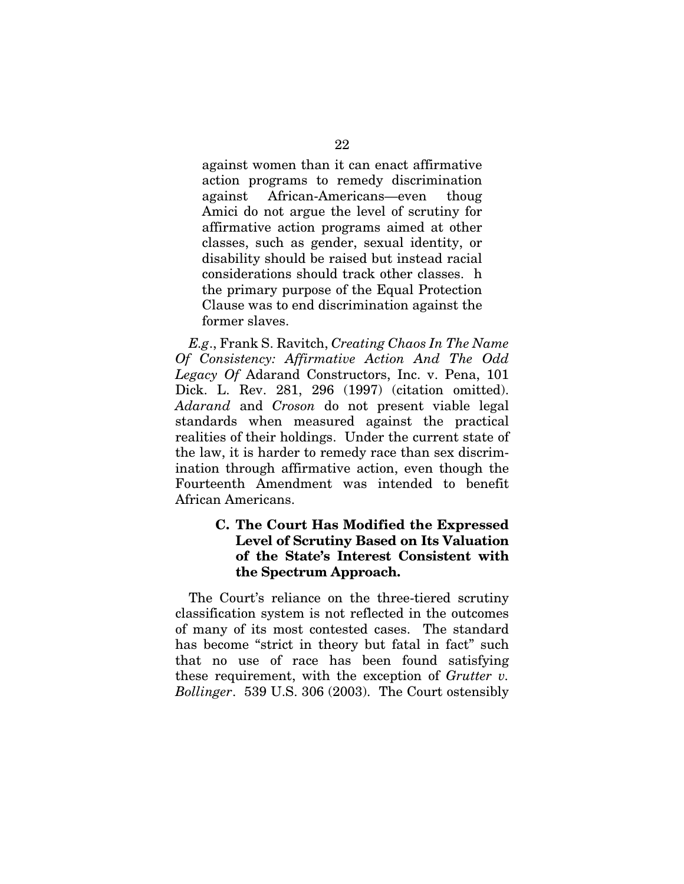> against women than it can enact affirmative action programs to remedy discrimination against African-Americans—even thoug Amici do not argue the level of scrutiny for affirmative action programs aimed at other classes, such as gender, sexual identity, or disability should be raised but instead racial considerations should track other classes. h the primary purpose of the Equal Protection Clause was to end discrimination against the former slaves.

*E.g.*, Frank S. Ravitch, *Creating Chaos In The Name Of Consistency: Affirmative Action And The Odd Legacy Of* Adarand Constructors, Inc. v. Pena, 101 Dick. L. Rev. 281, 296 (1997) (citation omitted). *Adarand* and *Croson* do not present viable legal standards when measured against the practical realities of their holdings. Under the current state of the law, it is harder to remedy race than sex discrimination through affirmative action, even though the Fourteenth Amendment was intended to benefit African Americans.

### C. The Court Has Modified the Expressed Level of Scrutiny Based on Its Valuation of the State's Interest Consistent with the Spectrum Approach.

The Court's reliance on the three-tiered scrutiny classification system is not reflected in the outcomes of many of its most contested cases. The standard has become "strict in theory but fatal in fact" such that no use of race has been found satisfying these requirement, with the exception of *Grutter v. Bollinger*. 539 U.S. 306 (2003). The Court ostensibly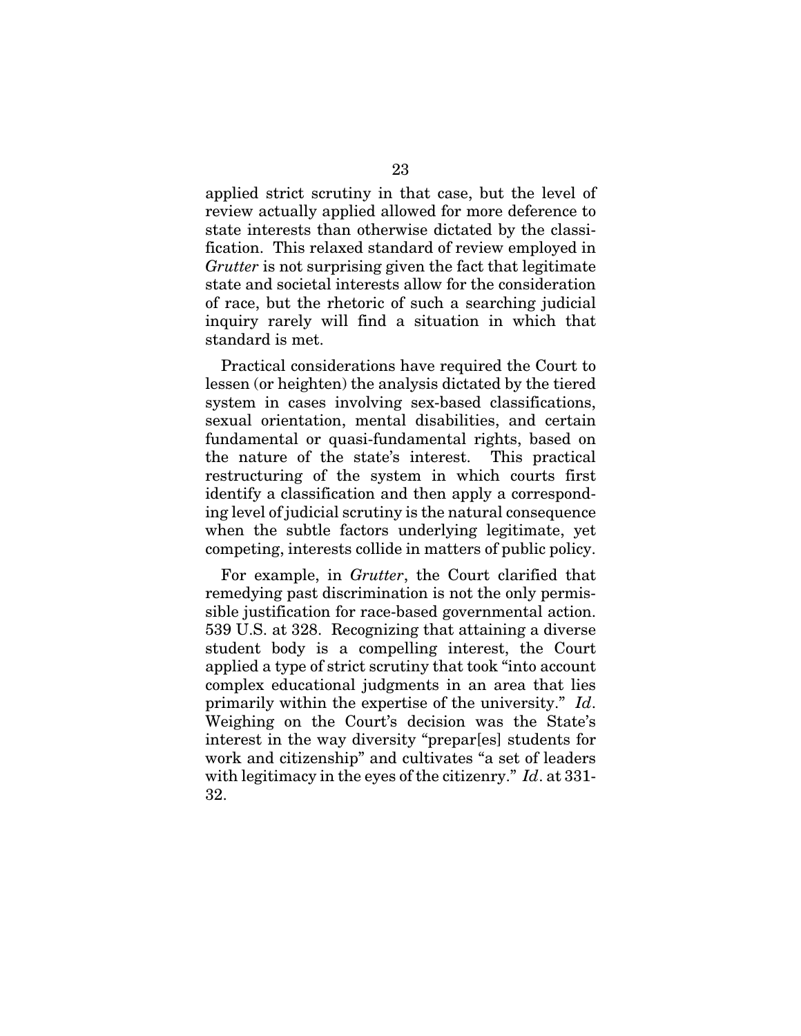applied strict scrutiny in that case, but the level of review actually applied allowed for more deference to state interests than otherwise dictated by the classification. This relaxed standard of review employed in *Grutter* is not surprising given the fact that legitimate state and societal interests allow for the consideration of race, but the rhetoric of such a searching judicial inquiry rarely will find a situation in which that standard is met.

Practical considerations have required the Court to lessen (or heighten) the analysis dictated by the tiered system in cases involving sex-based classifications, sexual orientation, mental disabilities, and certain fundamental or quasi-fundamental rights, based on the nature of the state's interest. This practical restructuring of the system in which courts first identify a classification and then apply a corresponding level of judicial scrutiny is the natural consequence when the subtle factors underlying legitimate, yet competing, interests collide in matters of public policy.

For example, in *Grutter*, the Court clarified that remedying past discrimination is not the only permissible justification for race-based governmental action. 539 U.S. at 328. Recognizing that attaining a diverse student body is a compelling interest, the Court applied a type of strict scrutiny that took "into account complex educational judgments in an area that lies primarily within the expertise of the university." *Id*. Weighing on the Court's decision was the State's interest in the way diversity "prepar[es] students for work and citizenship" and cultivates "a set of leaders with legitimacy in the eyes of the citizenry." *Id*. at 331-32.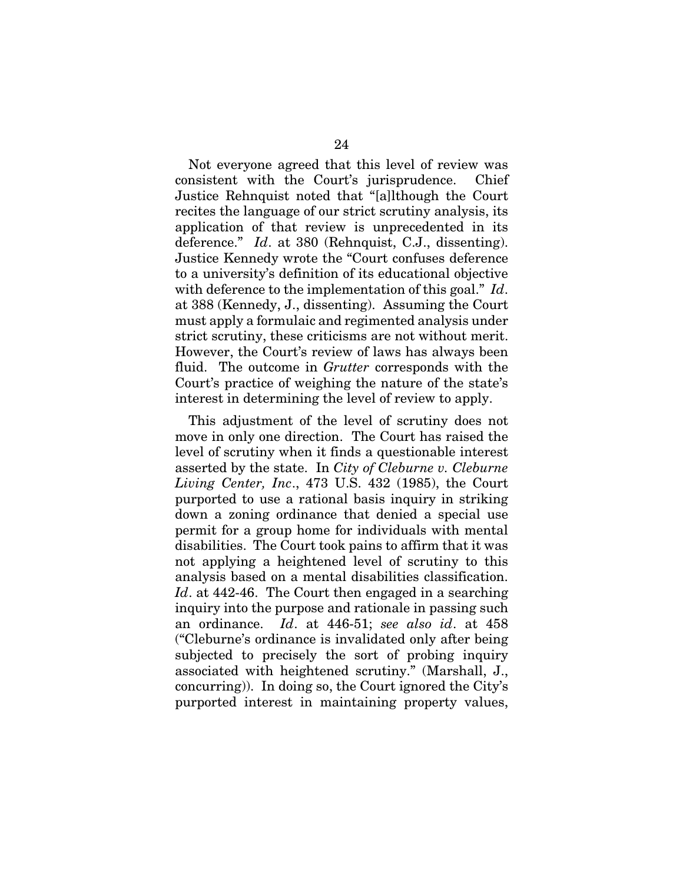Not everyone agreed that this level of review was consistent with the Court's jurisprudence. Chief Justice Rehnquist noted that "[a]lthough the Court recites the language of our strict scrutiny analysis, its application of that review is unprecedented in its deference." *Id*. at 380 (Rehnquist, C.J., dissenting). Justice Kennedy wrote the "Court confuses deference to a university's definition of its educational objective with deference to the implementation of this goal." *Id*. at 388 (Kennedy, J., dissenting). Assuming the Court must apply a formulaic and regimented analysis under strict scrutiny, these criticisms are not without merit. However, the Court's review of laws has always been fluid. The outcome in *Grutter* corresponds with the Court's practice of weighing the nature of the state's interest in determining the level of review to apply.

This adjustment of the level of scrutiny does not move in only one direction. The Court has raised the level of scrutiny when it finds a questionable interest asserted by the state. In *City of Cleburne v. Cleburne Living Center, Inc*., 473 U.S. 432 (1985), the Court purported to use a rational basis inquiry in striking down a zoning ordinance that denied a special use permit for a group home for individuals with mental disabilities. The Court took pains to affirm that it was not applying a heightened level of scrutiny to this analysis based on a mental disabilities classification. *Id*. at 442-46. The Court then engaged in a searching inquiry into the purpose and rationale in passing such an ordinance. *Id*. at 446-51; *see also id*. at 458 ("Cleburne's ordinance is invalidated only after being subjected to precisely the sort of probing inquiry associated with heightened scrutiny." (Marshall, J., concurring)). In doing so, the Court ignored the City's purported interest in maintaining property values,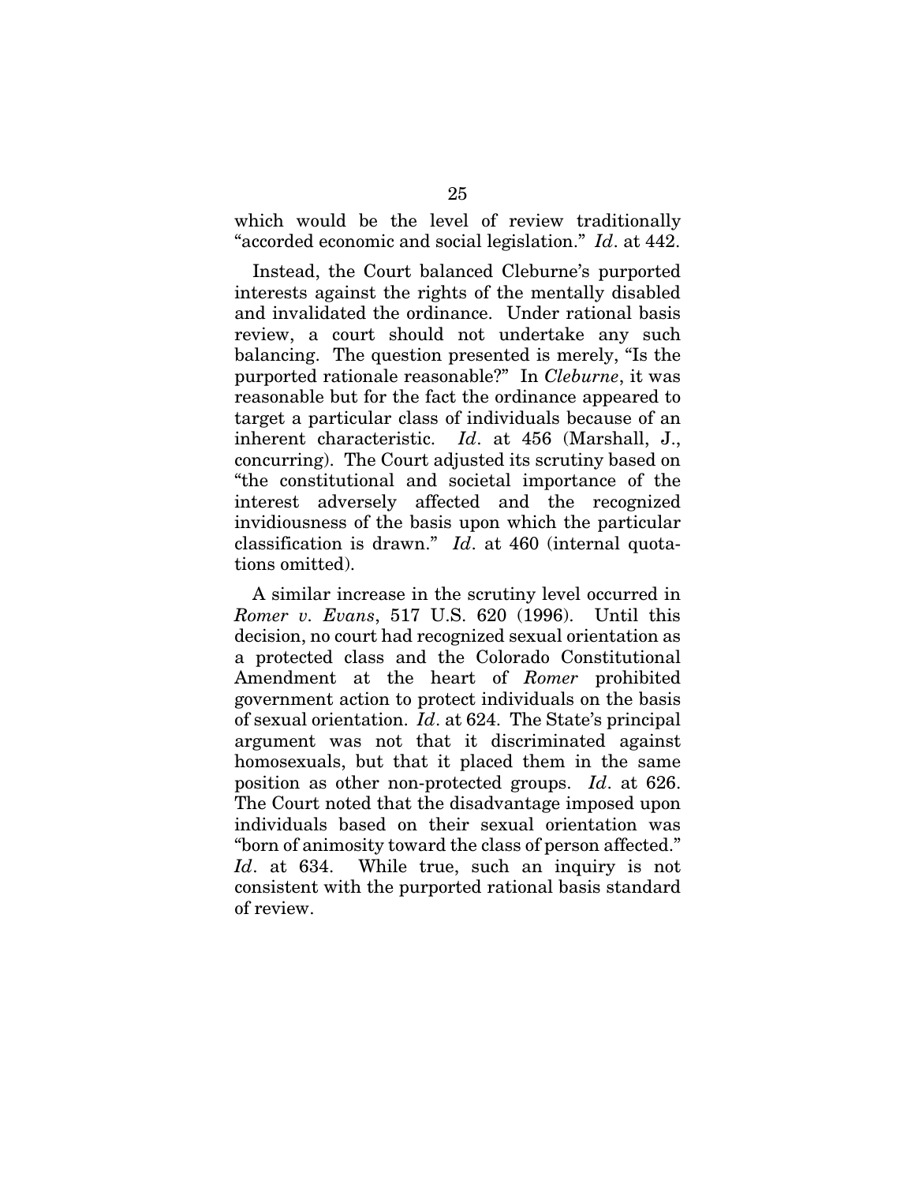which would be the level of review traditionally "accorded economic and social legislation." *Id*. at 442.

Instead, the Court balanced Cleburne's purported interests against the rights of the mentally disabled and invalidated the ordinance. Under rational basis review, a court should not undertake any such balancing. The question presented is merely, "Is the purported rationale reasonable?" In *Cleburne*, it was reasonable but for the fact the ordinance appeared to target a particular class of individuals because of an inherent characteristic. *Id*. at 456 (Marshall, J., concurring). The Court adjusted its scrutiny based on "the constitutional and societal importance of the interest adversely affected and the recognized invidiousness of the basis upon which the particular classification is drawn." *Id*. at 460 (internal quotations omitted).

A similar increase in the scrutiny level occurred in *Romer v. Evans*, 517 U.S. 620 (1996). Until this decision, no court had recognized sexual orientation as a protected class and the Colorado Constitutional Amendment at the heart of *Romer* prohibited government action to protect individuals on the basis of sexual orientation. *Id*. at 624. The State's principal argument was not that it discriminated against homosexuals, but that it placed them in the same position as other non-protected groups. *Id*. at 626. The Court noted that the disadvantage imposed upon individuals based on their sexual orientation was "born of animosity toward the class of person affected." *Id*. at 634. While true, such an inquiry is not consistent with the purported rational basis standard of review.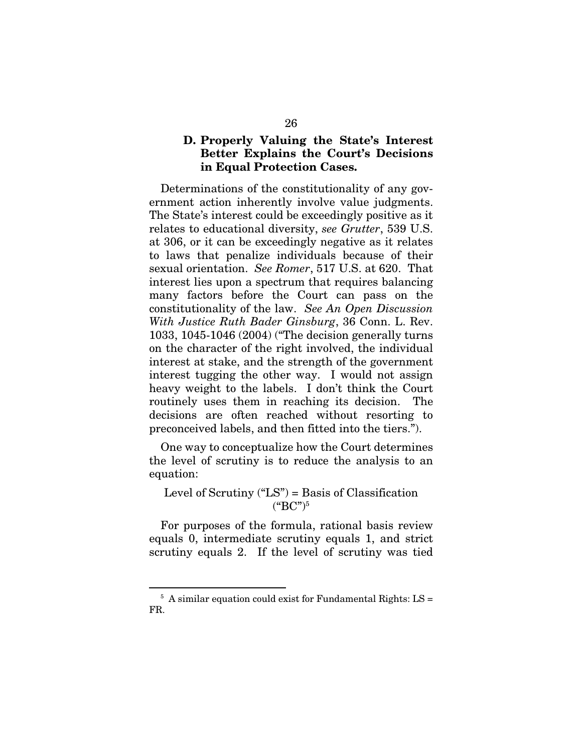### D. Properly Valuing the State's Interest Better Explains the Court's Decisions in Equal Protection Cases.

Determinations of the constitutionality of any government action inherently involve value judgments. The State's interest could be exceedingly positive as it relates to educational diversity, *see Grutter*, 539 U.S. at 306, or it can be exceedingly negative as it relates to laws that penalize individuals because of their sexual orientation. *See Romer*, 517 U.S. at 620. That interest lies upon a spectrum that requires balancing many factors before the Court can pass on the constitutionality of the law. *See An Open Discussion With Justice Ruth Bader Ginsburg*, 36 Conn. L. Rev. 1033, 1045-1046 (2004) ("The decision generally turns on the character of the right involved, the individual interest at stake, and the strength of the government interest tugging the other way. I would not assign heavy weight to the labels. I don't think the Court routinely uses them in reaching its decision. The decisions are often reached without resorting to preconceived labels, and then fitted into the tiers.").

One way to conceptualize how the Court determines the level of scrutiny is to reduce the analysis to an equation:

Level of Scrutiny ("LS") = Basis of Classification ("BC")[5]

For purposes of the formula, rational basis review equals 0, intermediate scrutiny equals 1, and strict scrutiny equals 2. If the level of scrutiny was tied

---

[5] A similar equation could exist for Fundamental Rights: LS = FR.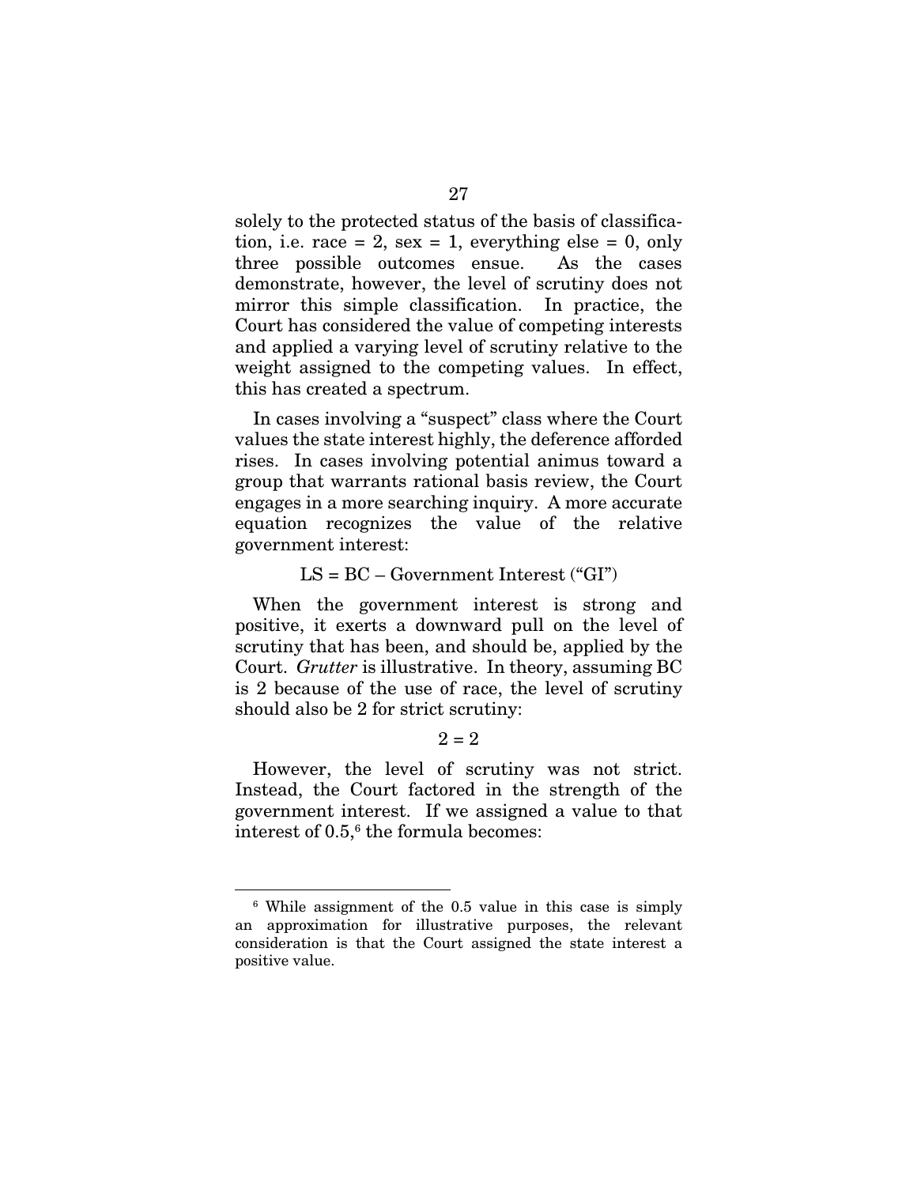solely to the protected status of the basis of classification, i.e. race = 2, sex = 1, everything else = 0, only three possible outcomes ensue. As the cases demonstrate, however, the level of scrutiny does not mirror this simple classification. In practice, the Court has considered the value of competing interests and applied a varying level of scrutiny relative to the weight assigned to the competing values. In effect, this has created a spectrum.

In cases involving a "suspect" class where the Court values the state interest highly, the deference afforded rises. In cases involving potential animus toward a group that warrants rational basis review, the Court engages in a more searching inquiry. A more accurate equation recognizes the value of the relative government interest:

$$LS = BC - \text{Government Interest ("GI")}$$

When the government interest is strong and positive, it exerts a downward pull on the level of scrutiny that has been, and should be, applied by the Court. *Grutter* is illustrative. In theory, assuming BC is 2 because of the use of race, the level of scrutiny should also be 2 for strict scrutiny:

$$2 = 2$$

However, the level of scrutiny was not strict. Instead, the Court factored in the strength of the government interest. If we assigned a value to that interest of 0.5,[6] the formula becomes:

---

[6] While assignment of the 0.5 value in this case is simply an approximation for illustrative purposes, the relevant consideration is that the Court assigned the state interest a positive value.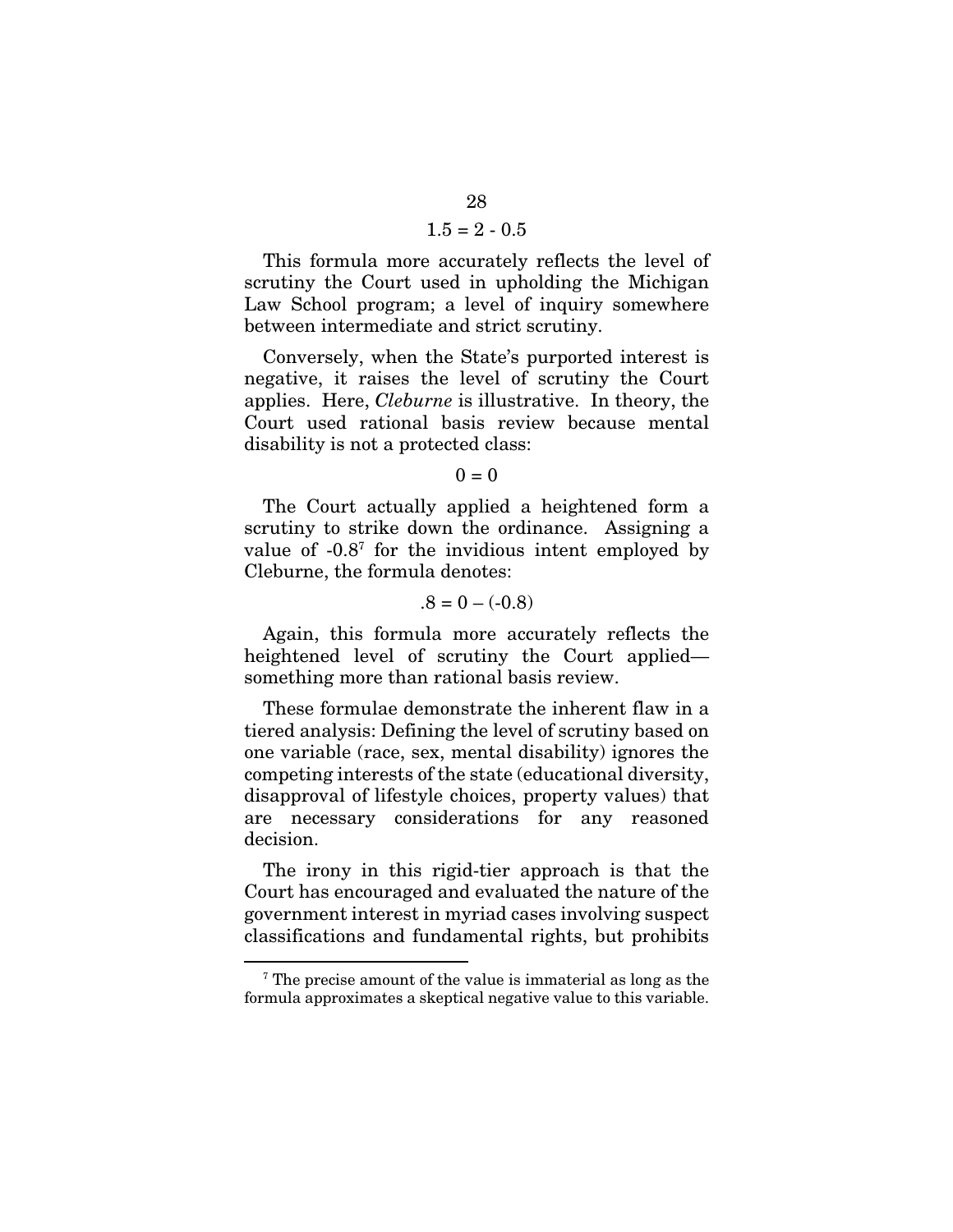$$1.5 = 2 - 0.5$$

This formula more accurately reflects the level of scrutiny the Court used in upholding the Michigan Law School program; a level of inquiry somewhere between intermediate and strict scrutiny.

Conversely, when the State's purported interest is negative, it raises the level of scrutiny the Court applies. Here, *Cleburne* is illustrative. In theory, the Court used rational basis review because mental disability is not a protected class:

$$0 = 0$$

The Court actually applied a heightened form a scrutiny to strike down the ordinance. Assigning a value of -0.8[7] for the invidious intent employed by Cleburne, the formula denotes:

$$.8 = 0 - (-0.8)$$

Again, this formula more accurately reflects the heightened level of scrutiny the Court applied—something more than rational basis review.

These formulae demonstrate the inherent flaw in a tiered analysis: Defining the level of scrutiny based on one variable (race, sex, mental disability) ignores the competing interests of the state (educational diversity, disapproval of lifestyle choices, property values) that are necessary considerations for any reasoned decision.

The irony in this rigid-tier approach is that the Court has encouraged and evaluated the nature of the government interest in myriad cases involving suspect classifications and fundamental rights, but prohibits

---

[7] The precise amount of the value is immaterial as long as the formula approximates a skeptical negative value to this variable.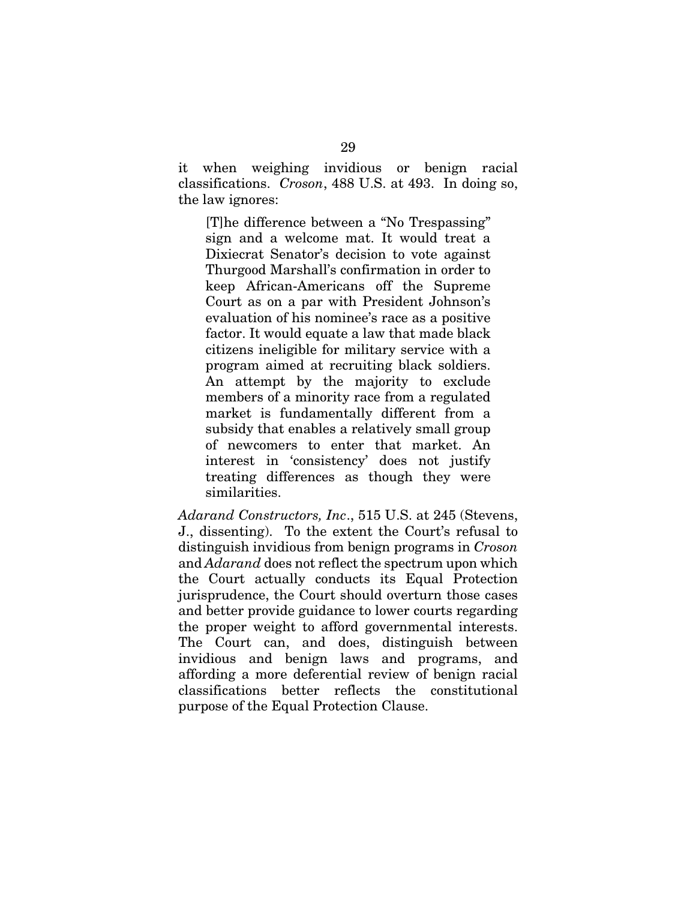it when weighing invidious or benign racial classifications. *Croson*, 488 U.S. at 493. In doing so, the law ignores:

> [T]he difference between a "No Trespassing" sign and a welcome mat. It would treat a Dixiecrat Senator's decision to vote against Thurgood Marshall's confirmation in order to keep African-Americans off the Supreme Court as on a par with President Johnson's evaluation of his nominee's race as a positive factor. It would equate a law that made black citizens ineligible for military service with a program aimed at recruiting black soldiers. An attempt by the majority to exclude members of a minority race from a regulated market is fundamentally different from a subsidy that enables a relatively small group of newcomers to enter that market. An interest in 'consistency' does not justify treating differences as though they were similarities.

*Adarand Constructors, Inc*., 515 U.S. at 245 (Stevens, J., dissenting). To the extent the Court's refusal to distinguish invidious from benign programs in *Croson* and *Adarand* does not reflect the spectrum upon which the Court actually conducts its Equal Protection jurisprudence, the Court should overturn those cases and better provide guidance to lower courts regarding the proper weight to afford governmental interests. The Court can, and does, distinguish between invidious and benign laws and programs, and affording a more deferential review of benign racial classifications better reflects the constitutional purpose of the Equal Protection Clause.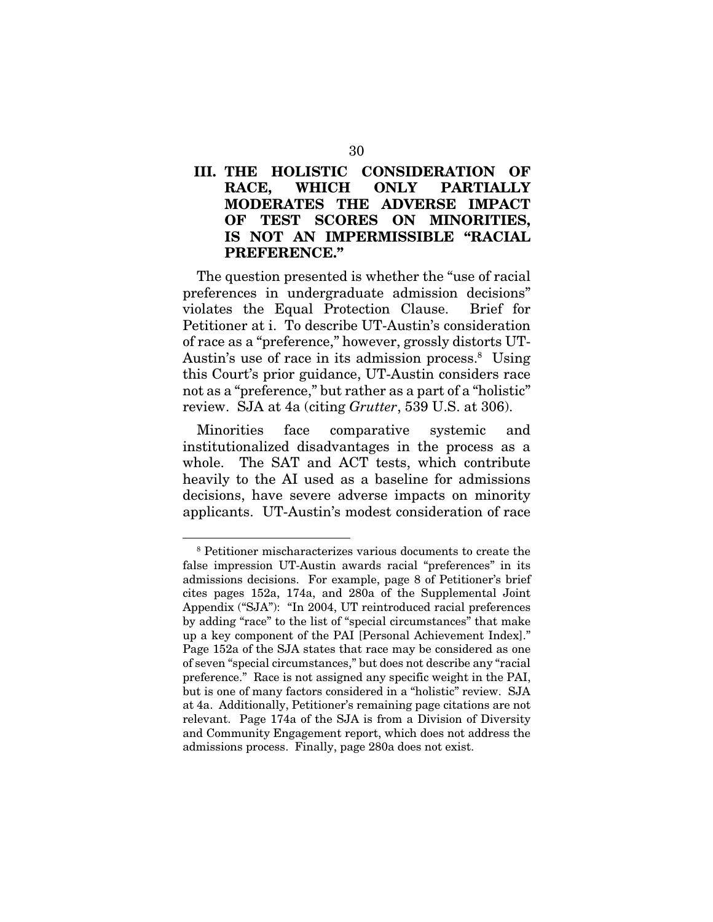## III. THE HOLISTIC CONSIDERATION OF RACE, WHICH ONLY PARTIALLY MODERATES THE ADVERSE IMPACT OF TEST SCORES ON MINORITIES, IS NOT AN IMPERMISSIBLE "RACIAL PREFERENCE."

The question presented is whether the "use of racial preferences in undergraduate admission decisions" violates the Equal Protection Clause. Brief for Petitioner at i. To describe UT-Austin's consideration of race as a "preference," however, grossly distorts UT-Austin's use of race in its admission process.[8] Using this Court's prior guidance, UT-Austin considers race not as a "preference," but rather as a part of a "holistic" review. SJA at 4a (citing *Grutter*, 539 U.S. at 306).

Minorities face comparative systemic and institutionalized disadvantages in the process as a whole. The SAT and ACT tests, which contribute heavily to the AI used as a baseline for admissions decisions, have severe adverse impacts on minority applicants. UT-Austin's modest consideration of race

---

[8] Petitioner mischaracterizes various documents to create the false impression UT-Austin awards racial "preferences" in its admissions decisions. For example, page 8 of Petitioner's brief cites pages 152a, 174a, and 280a of the Supplemental Joint Appendix ("SJA"): "In 2004, UT reintroduced racial preferences by adding "race" to the list of "special circumstances" that make up a key component of the PAI [Personal Achievement Index]." Page 152a of the SJA states that race may be considered as one of seven "special circumstances," but does not describe any "racial preference." Race is not assigned any specific weight in the PAI, but is one of many factors considered in a "holistic" review. SJA at 4a. Additionally, Petitioner's remaining page citations are not relevant. Page 174a of the SJA is from a Division of Diversity and Community Engagement report, which does not address the admissions process. Finally, page 280a does not exist.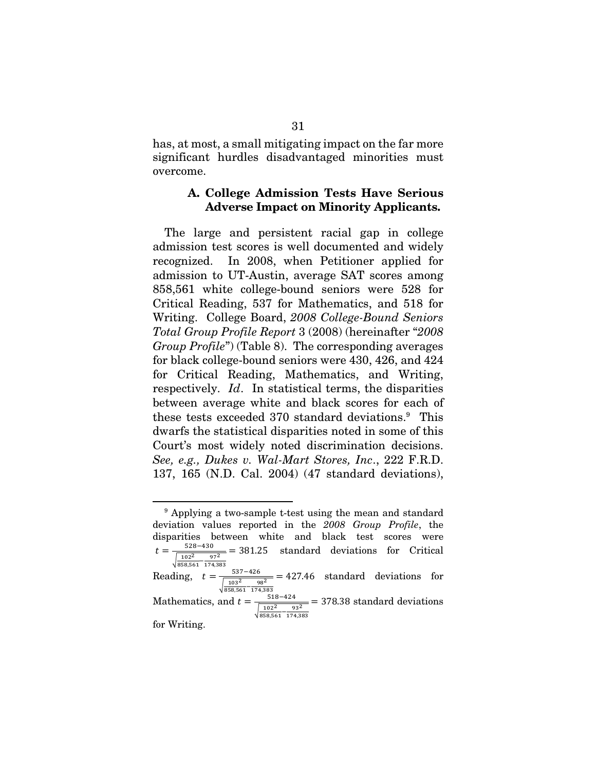has, at most, a small mitigating impact on the far more significant hurdles disadvantaged minorities must overcome.

### A. College Admission Tests Have Serious Adverse Impact on Minority Applicants.

The large and persistent racial gap in college admission test scores is well documented and widely recognized. In 2008, when Petitioner applied for admission to UT-Austin, average SAT scores among 858,561 white college-bound seniors were 528 for Critical Reading, 537 for Mathematics, and 518 for Writing. College Board, *2008 College-Bound Seniors Total Group Profile Report* 3 (2008) (hereinafter "*2008 Group Profile*") (Table 8). The corresponding averages for black college-bound seniors were 430, 426, and 424 for Critical Reading, Mathematics, and Writing, respectively. *Id*. In statistical terms, the disparities between average white and black scores for each of these tests exceeded 370 standard deviations.[9] This dwarfs the statistical disparities noted in some of this Court's most widely noted discrimination decisions. *See, e.g., Dukes v. Wal-Mart Stores, Inc*., 222 F.R.D. 137, 165 (N.D. Cal. 2004) (47 standard deviations),

---

[9] Applying a two-sample t-test using the mean and standard deviation values reported in the *2008 Group Profile*, the disparities between white and black test scores were $t = \frac{528-430}{\sqrt{\frac{102^2}{858{,}561} - \frac{97^2}{174{,}383}}} = 381.25$ standard deviations for Critical Reading, $t = \frac{537-426}{\sqrt{\frac{103^2}{858{,}561} - \frac{98^2}{174{,}383}}} = 427.46$ standard deviations for Mathematics, and $t = \frac{518-424}{\sqrt{\frac{102^2}{858{,}561} - \frac{93^2}{174{,}383}}} = 378.38$ standard deviations for Writing.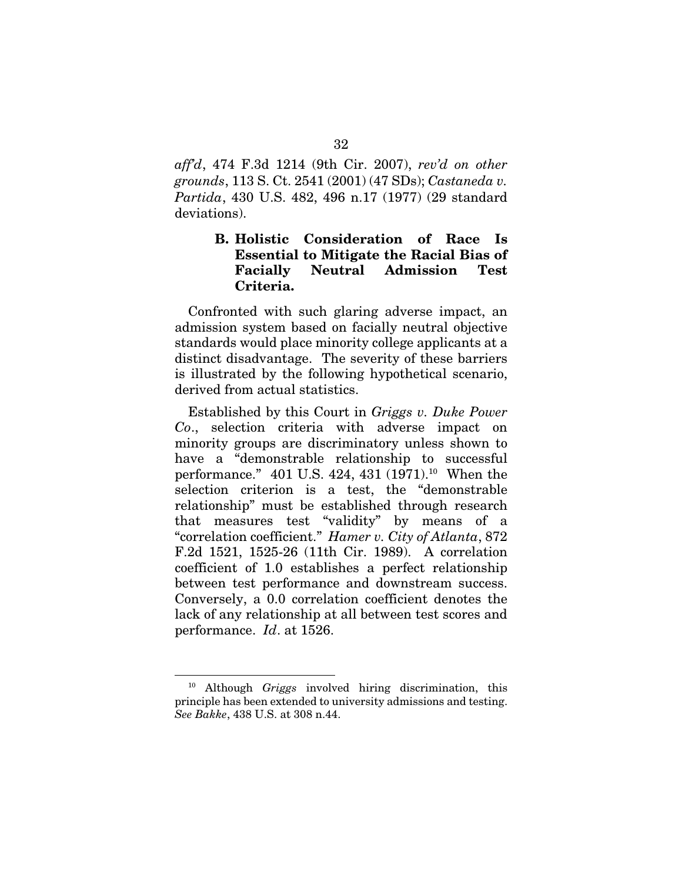*aff'd*, 474 F.3d 1214 (9th Cir. 2007), *rev'd on other grounds*, 113 S. Ct. 2541 (2001) (47 SDs); *Castaneda v. Partida*, 430 U.S. 482, 496 n.17 (1977) (29 standard deviations).

### B. Holistic Consideration of Race Is Essential to Mitigate the Racial Bias of Facially Neutral Admission Test Criteria.

Confronted with such glaring adverse impact, an admission system based on facially neutral objective standards would place minority college applicants at a distinct disadvantage. The severity of these barriers is illustrated by the following hypothetical scenario, derived from actual statistics.

Established by this Court in *Griggs v. Duke Power Co*., selection criteria with adverse impact on minority groups are discriminatory unless shown to have a "demonstrable relationship to successful performance." 401 U.S. 424, 431 (1971).[10] When the selection criterion is a test, the "demonstrable relationship" must be established through research that measures test "validity" by means of a "correlation coefficient." *Hamer v. City of Atlanta*, 872 F.2d 1521, 1525-26 (11th Cir. 1989). A correlation coefficient of 1.0 establishes a perfect relationship between test performance and downstream success. Conversely, a 0.0 correlation coefficient denotes the lack of any relationship at all between test scores and performance. *Id*. at 1526.

---

[10] Although *Griggs* involved hiring discrimination, this principle has been extended to university admissions and testing. *See Bakke*, 438 U.S. at 308 n.44.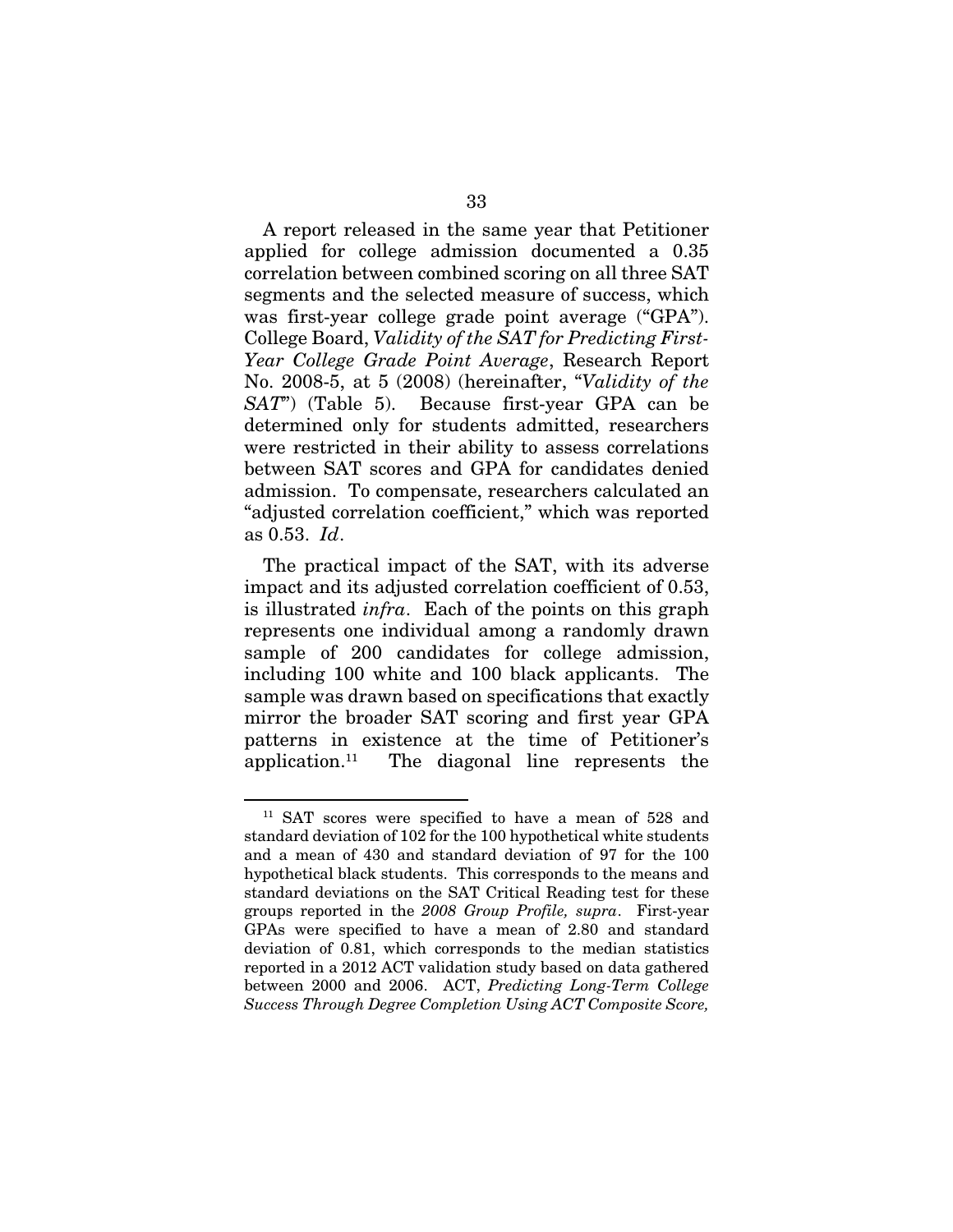A report released in the same year that Petitioner applied for college admission documented a 0.35 correlation between combined scoring on all three SAT segments and the selected measure of success, which was first-year college grade point average ("GPA"). College Board, *Validity of the SAT for Predicting First-Year College Grade Point Average*, Research Report No. 2008-5, at 5 (2008) (hereinafter, "*Validity of the SAT*") (Table 5). Because first-year GPA can be determined only for students admitted, researchers were restricted in their ability to assess correlations between SAT scores and GPA for candidates denied admission. To compensate, researchers calculated an "adjusted correlation coefficient," which was reported as 0.53. *Id*.

The practical impact of the SAT, with its adverse impact and its adjusted correlation coefficient of 0.53, is illustrated *infra*. Each of the points on this graph represents one individual among a randomly drawn sample of 200 candidates for college admission, including 100 white and 100 black applicants. The sample was drawn based on specifications that exactly mirror the broader SAT scoring and first year GPA patterns in existence at the time of Petitioner's application.[11] The diagonal line represents the

---

[11] SAT scores were specified to have a mean of 528 and standard deviation of 102 for the 100 hypothetical white students and a mean of 430 and standard deviation of 97 for the 100 hypothetical black students. This corresponds to the means and standard deviations on the SAT Critical Reading test for these groups reported in the *2008 Group Profile, supra*. First-year GPAs were specified to have a mean of 2.80 and standard deviation of 0.81, which corresponds to the median statistics reported in a 2012 ACT validation study based on data gathered between 2000 and 2006. ACT, *Predicting Long-Term College Success Through Degree Completion Using ACT Composite Score,*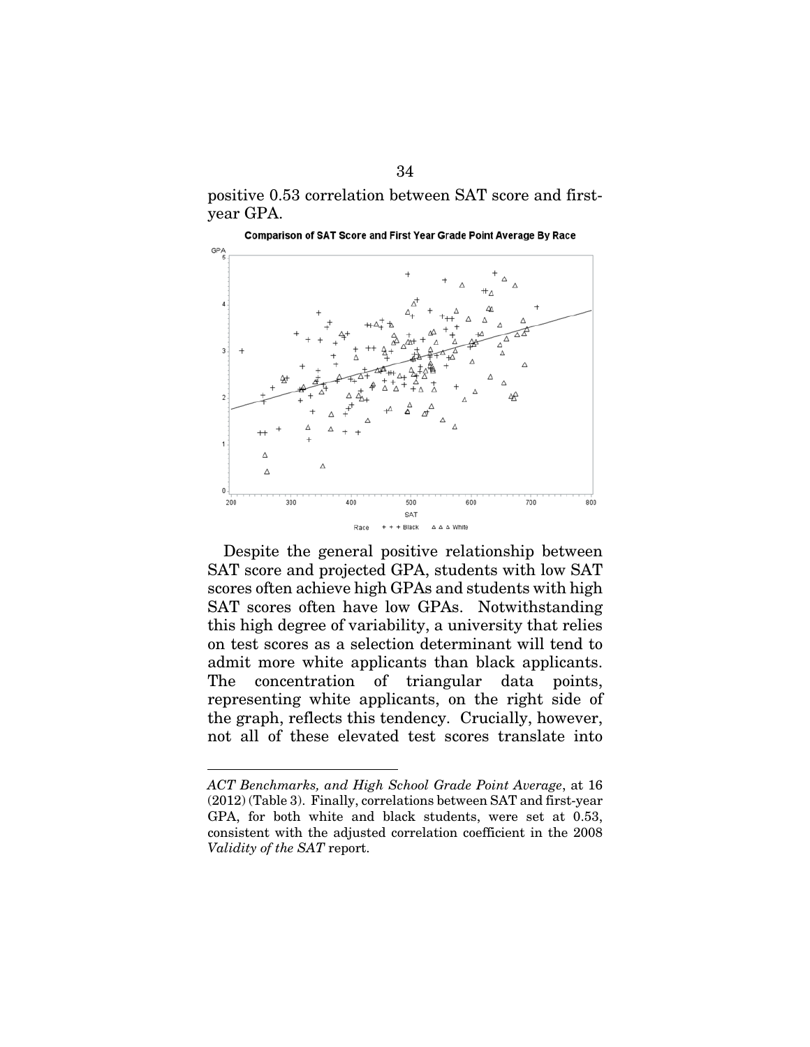positive 0.53 correlation between SAT score and first-year GPA.

**Comparison of SAT Score and First Year Grade Point Average By Race**

Despite the general positive relationship between SAT score and projected GPA, students with low SAT scores often achieve high GPAs and students with high SAT scores often have low GPAs. Notwithstanding this high degree of variability, a university that relies on test scores as a selection determinant will tend to admit more white applicants than black applicants. The concentration of triangular data points, representing white applicants, on the right side of the graph, reflects this tendency. Crucially, however, not all of these elevated test scores translate into

---

*ACT Benchmarks, and High School Grade Point Average*, at 16 (2012) (Table 3). Finally, correlations between SAT and first-year GPA, for both white and black students, were set at 0.53, consistent with the adjusted correlation coefficient in the 2008 *Validity of the SAT* report.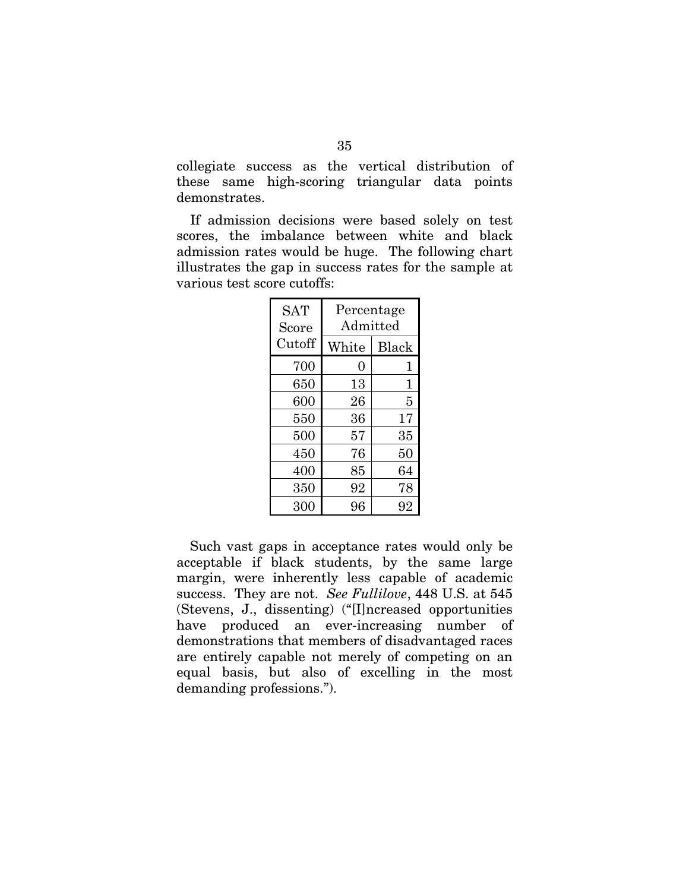collegiate success as the vertical distribution of these same high-scoring triangular data points demonstrates.

If admission decisions were based solely on test scores, the imbalance between white and black admission rates would be huge. The following chart illustrates the gap in success rates for the sample at various test score cutoffs:

| SAT Score Cutoff | Percentage Admitted | |
|---|---|---|
| | White | Black |
| 700 | 0 | 1 |
| 650 | 13 | 1 |
| 600 | 26 | 5 |
| 550 | 36 | 17 |
| 500 | 57 | 35 |
| 450 | 76 | 50 |
| 400 | 85 | 64 |
| 350 | 92 | 78 |
| 300 | 96 | 92 |

Such vast gaps in acceptance rates would only be acceptable if black students, by the same large margin, were inherently less capable of academic success. They are not. *See Fullilove*, 448 U.S. at 545 (Stevens, J., dissenting) ("[I]ncreased opportunities have produced an ever-increasing number of demonstrations that members of disadvantaged races are entirely capable not merely of competing on an equal basis, but also of excelling in the most demanding professions.").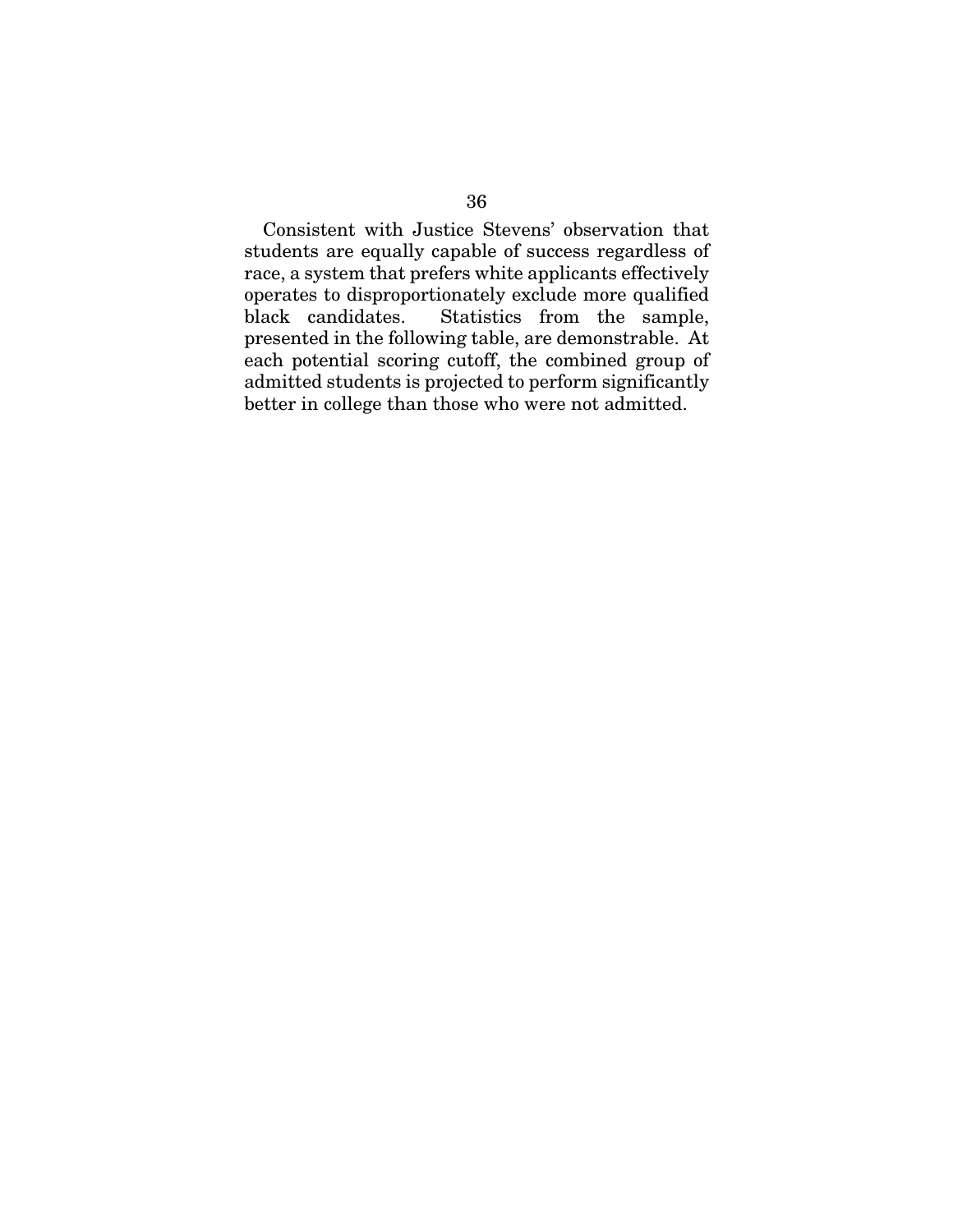Consistent with Justice Stevens' observation that students are equally capable of success regardless of race, a system that prefers white applicants effectively operates to disproportionately exclude more qualified black candidates. Statistics from the sample, presented in the following table, are demonstrable. At each potential scoring cutoff, the combined group of admitted students is projected to perform significantly better in college than those who were not admitted.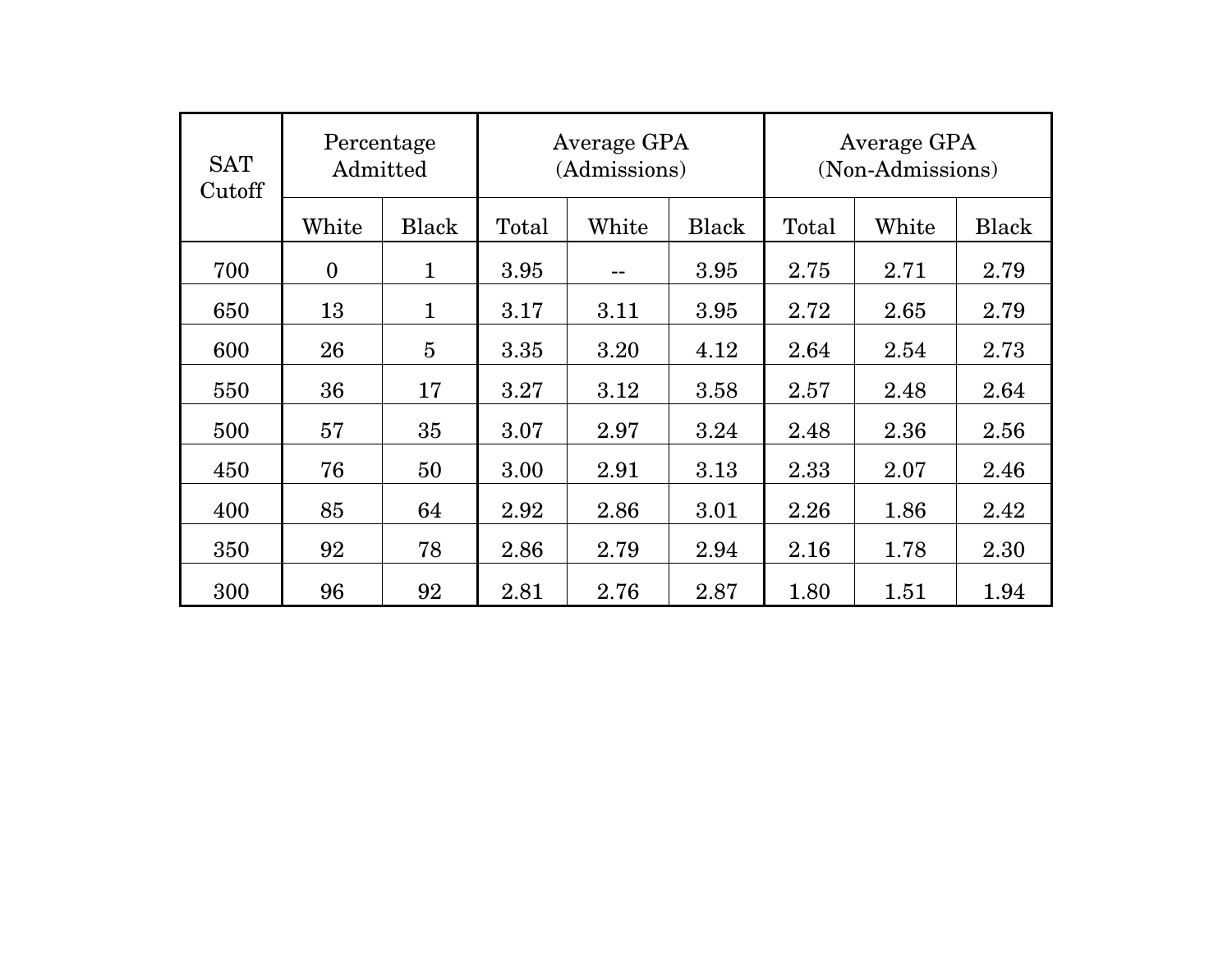| SAT Cutoff | Percentage Admitted | | Average GPA (Admissions) | | | Average GPA (Non-Admissions) | | |
|---|---|---|---|---|---|---|---|---|
| | White | Black | Total | White | Black | Total | White | Black |
| 700 | 0 | 1 | 3.95 | -- | 3.95 | 2.75 | 2.71 | 2.79 |
| 650 | 13 | 1 | 3.17 | 3.11 | 3.95 | 2.72 | 2.65 | 2.79 |
| 600 | 26 | 5 | 3.35 | 3.20 | 4.12 | 2.64 | 2.54 | 2.73 |
| 550 | 36 | 17 | 3.27 | 3.12 | 3.58 | 2.57 | 2.48 | 2.64 |
| 500 | 57 | 35 | 3.07 | 2.97 | 3.24 | 2.48 | 2.36 | 2.56 |
| 450 | 76 | 50 | 3.00 | 2.91 | 3.13 | 2.33 | 2.07 | 2.46 |
| 400 | 85 | 64 | 2.92 | 2.86 | 3.01 | 2.26 | 1.86 | 2.42 |
| 350 | 92 | 78 | 2.86 | 2.79 | 2.94 | 2.16 | 1.78 | 2.30 |
| 300 | 96 | 92 | 2.81 | 2.76 | 2.87 | 1.80 | 1.51 | 1.94 |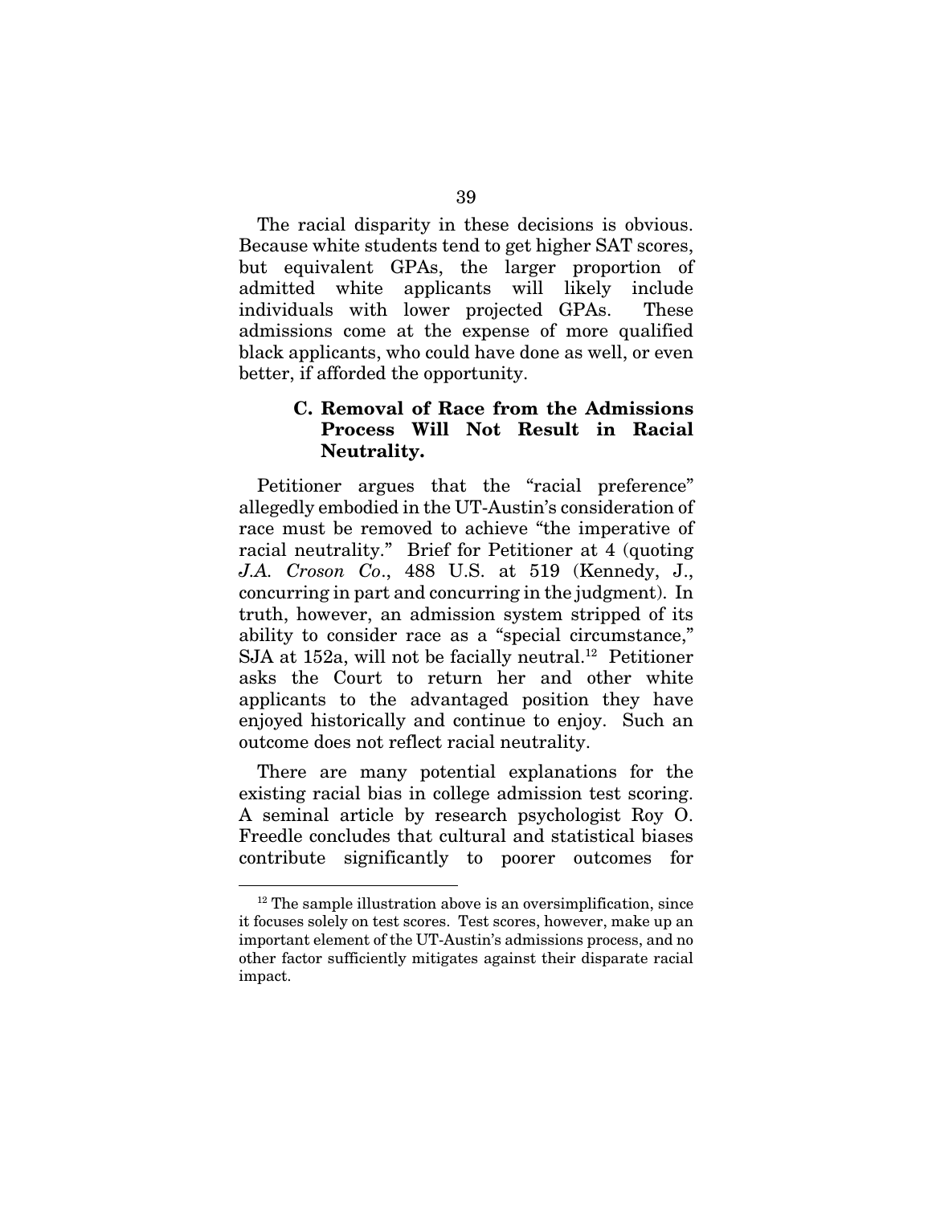The racial disparity in these decisions is obvious. Because white students tend to get higher SAT scores, but equivalent GPAs, the larger proportion of admitted white applicants will likely include individuals with lower projected GPAs. These admissions come at the expense of more qualified black applicants, who could have done as well, or even better, if afforded the opportunity.

### C. Removal of Race from the Admissions Process Will Not Result in Racial Neutrality.

Petitioner argues that the "racial preference" allegedly embodied in the UT-Austin's consideration of race must be removed to achieve "the imperative of racial neutrality." Brief for Petitioner at 4 (quoting *J.A. Croson Co*., 488 U.S. at 519 (Kennedy, J., concurring in part and concurring in the judgment). In truth, however, an admission system stripped of its ability to consider race as a "special circumstance," SJA at 152a, will not be facially neutral.[12] Petitioner asks the Court to return her and other white applicants to the advantaged position they have enjoyed historically and continue to enjoy. Such an outcome does not reflect racial neutrality.

There are many potential explanations for the existing racial bias in college admission test scoring. A seminal article by research psychologist Roy O. Freedle concludes that cultural and statistical biases contribute significantly to poorer outcomes for

[12] The sample illustration above is an oversimplification, since it focuses solely on test scores. Test scores, however, make up an important element of the UT-Austin's admissions process, and no other factor sufficiently mitigates against their disparate racial impact.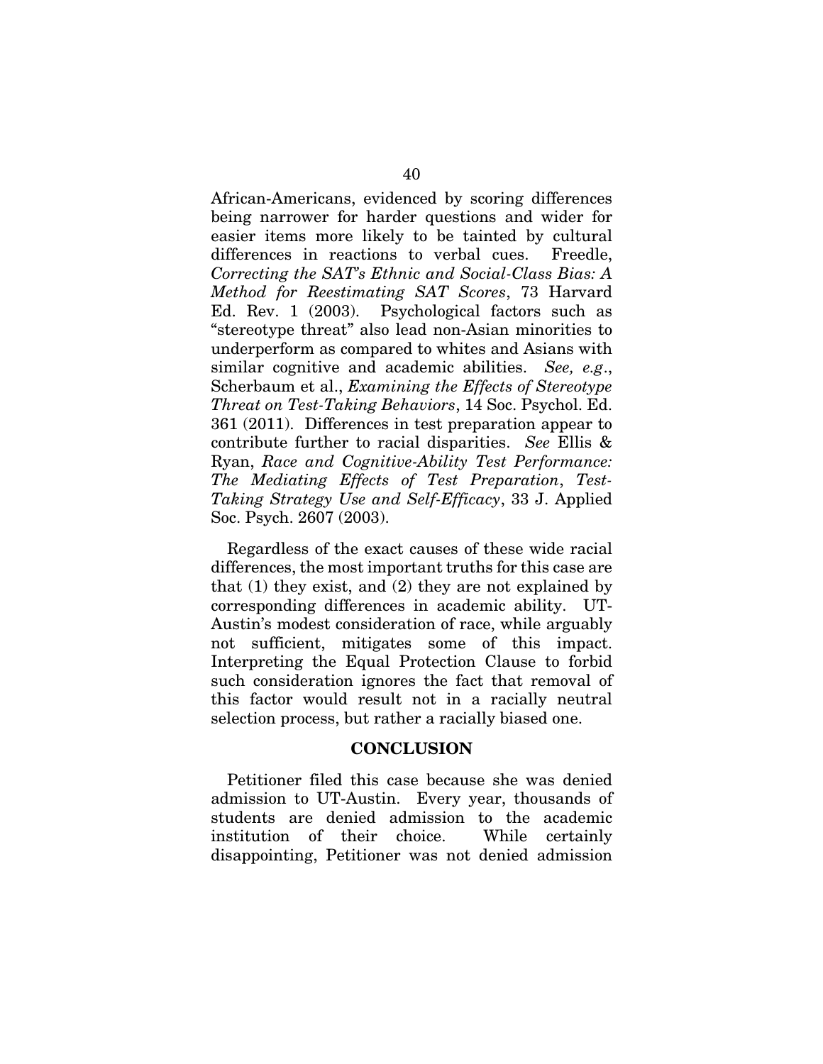African-Americans, evidenced by scoring differences being narrower for harder questions and wider for easier items more likely to be tainted by cultural differences in reactions to verbal cues. Freedle, *Correcting the SAT's Ethnic and Social-Class Bias: A Method for Reestimating SAT Scores*, 73 Harvard Ed. Rev. 1 (2003). Psychological factors such as "stereotype threat" also lead non-Asian minorities to underperform as compared to whites and Asians with similar cognitive and academic abilities. *See, e.g.*, Scherbaum et al., *Examining the Effects of Stereotype Threat on Test-Taking Behaviors*, 14 Soc. Psychol. Ed. 361 (2011). Differences in test preparation appear to contribute further to racial disparities. *See* Ellis & Ryan, *Race and Cognitive-Ability Test Performance: The Mediating Effects of Test Preparation, Test-Taking Strategy Use and Self-Efficacy*, 33 J. Applied Soc. Psych. 2607 (2003).

Regardless of the exact causes of these wide racial differences, the most important truths for this case are that (1) they exist, and (2) they are not explained by corresponding differences in academic ability. UT-Austin's modest consideration of race, while arguably not sufficient, mitigates some of this impact. Interpreting the Equal Protection Clause to forbid such consideration ignores the fact that removal of this factor would result not in a racially neutral selection process, but rather a racially biased one.

## CONCLUSION

Petitioner filed this case because she was denied admission to UT-Austin. Every year, thousands of students are denied admission to the academic institution of their choice. While certainly disappointing, Petitioner was not denied admission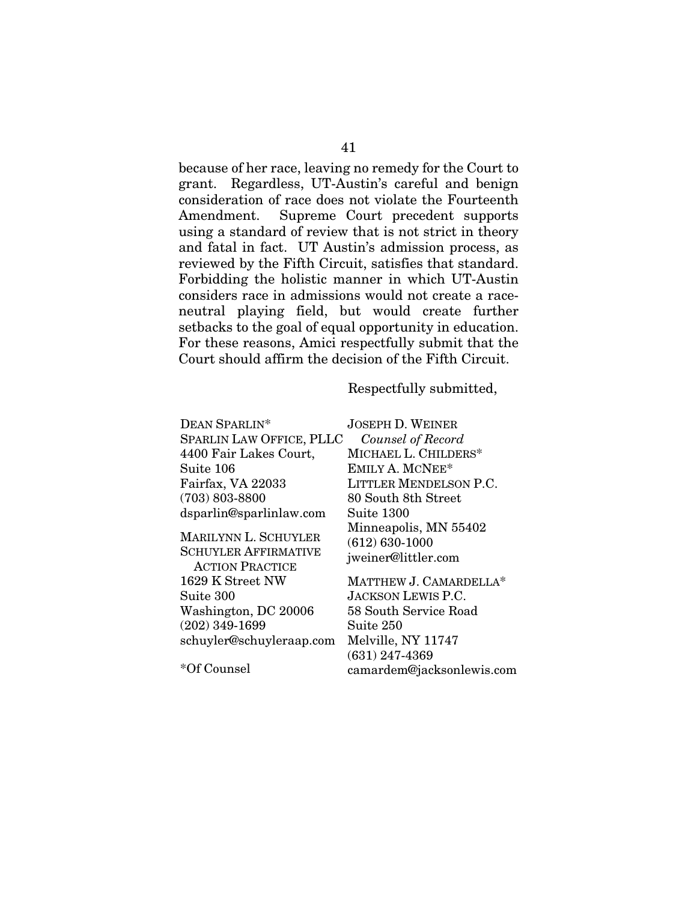because of her race, leaving no remedy for the Court to grant. Regardless, UT-Austin's careful and benign consideration of race does not violate the Fourteenth Amendment. Supreme Court precedent supports using a standard of review that is not strict in theory and fatal in fact. UT Austin's admission process, as reviewed by the Fifth Circuit, satisfies that standard. Forbidding the holistic manner in which UT-Austin considers race in admissions would not create a race-neutral playing field, but would create further setbacks to the goal of equal opportunity in education. For these reasons, Amici respectfully submit that the Court should affirm the decision of the Fifth Circuit.

Respectfully submitted,

DEAN SPARLIN*
SPARLIN LAW OFFICE, PLLC
4400 Fair Lakes Court,
Suite 106
Fairfax, VA 22033
(703) 803-8800
dsparlin@sparlinlaw.com

MARILYNN L. SCHUYLER
SCHUYLER AFFIRMATIVE
ACTION PRACTICE
1629 K Street NW
Suite 300
Washington, DC 20006
(202) 349-1699
schuyler@schuyleraap.com

*Of Counsel

JOSEPH D. WEINER
*Counsel of Record*
MICHAEL L. CHILDERS*
EMILY A. MCNEE*
LITTLER MENDELSON P.C.
80 South 8th Street
Suite 1300
Minneapolis, MN 55402
(612) 630-1000
jweiner@littler.com

MATTHEW J. CAMARDELLA*
JACKSON LEWIS P.C.
58 South Service Road
Suite 250
Melville, NY 11747
(631) 247-4369
camardem@jacksonlewis.com